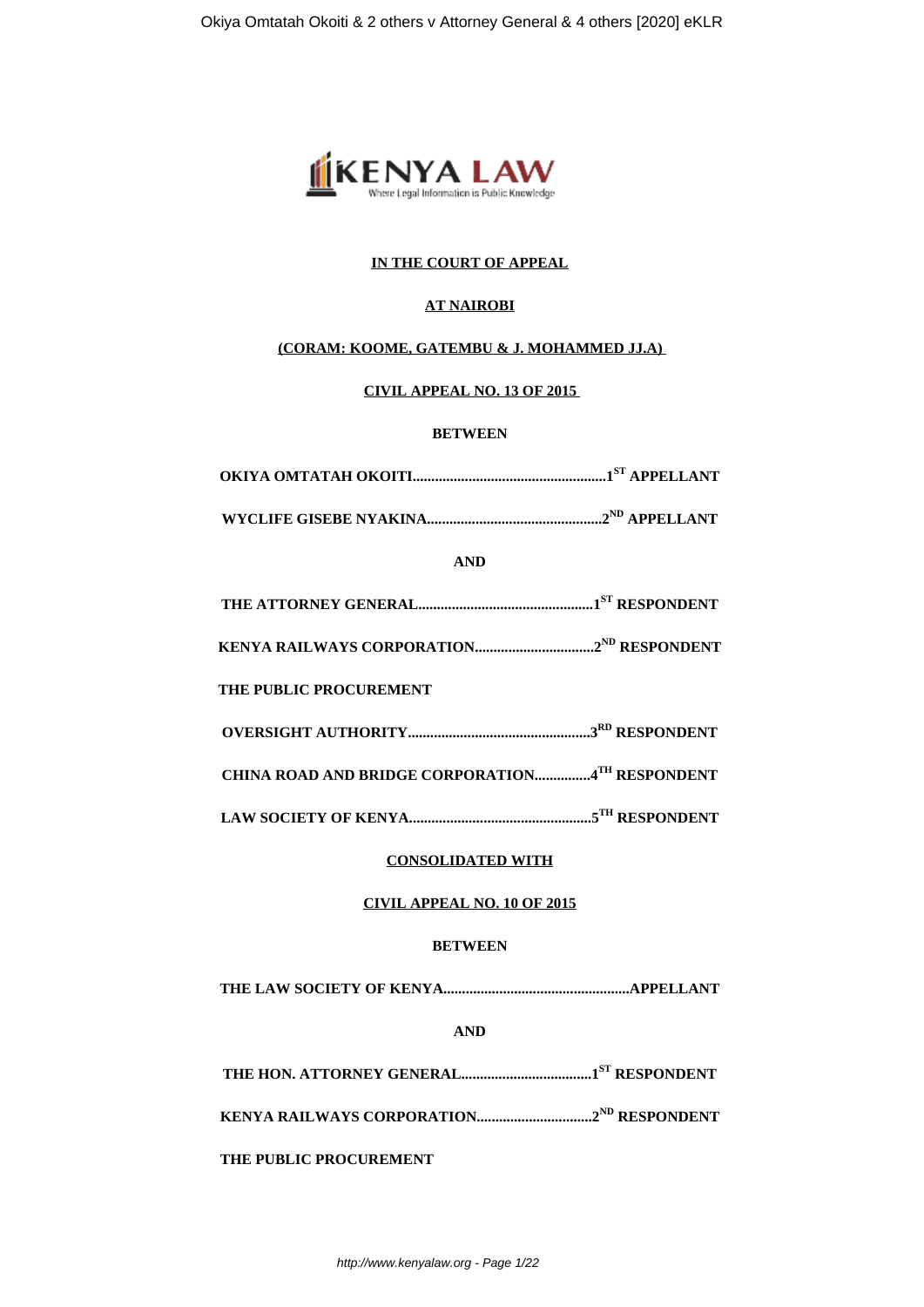**IN THE COURT OF APPEAL**

**AT NAIROBI**

**(CORAM: KOOME, GATEMBU & J. MOHAMMED JJ.A)**

**CIVIL APPEAL NO. 13 OF 2015**

**BETWEEN**

**OKIYA OMTATAH OKOITI....................................................1ST APPELLANT**

**WYCLIFE GISEBE NYAKINA...............................................2ND APPELLANT**

**AND**

**THE ATTORNEY GENERAL...............................................1ST RESPONDENT**

**KENYA RAILWAYS CORPORATION................................2ND RESPONDENT**

**THE PUBLIC PROCUREMENT**

**OVERSIGHT AUTHORITY.................................................3RD RESPONDENT**

**CHINA ROAD AND BRIDGE CORPORATION...............4TH RESPONDENT**

**LAW SOCIETY OF KENYA.................................................5TH RESPONDENT**

**CONSOLIDATED WITH**

**CIVIL APPEAL NO. 10 OF 2015**

**BETWEEN**

**THE LAW SOCIETY OF KENYA..................................................APPELLANT**

**AND**

**THE HON. ATTORNEY GENERAL...................................1ST RESPONDENT**

**KENYA RAILWAYS CORPORATION...............................2ND RESPONDENT**

**THE PUBLIC PROCUREMENT**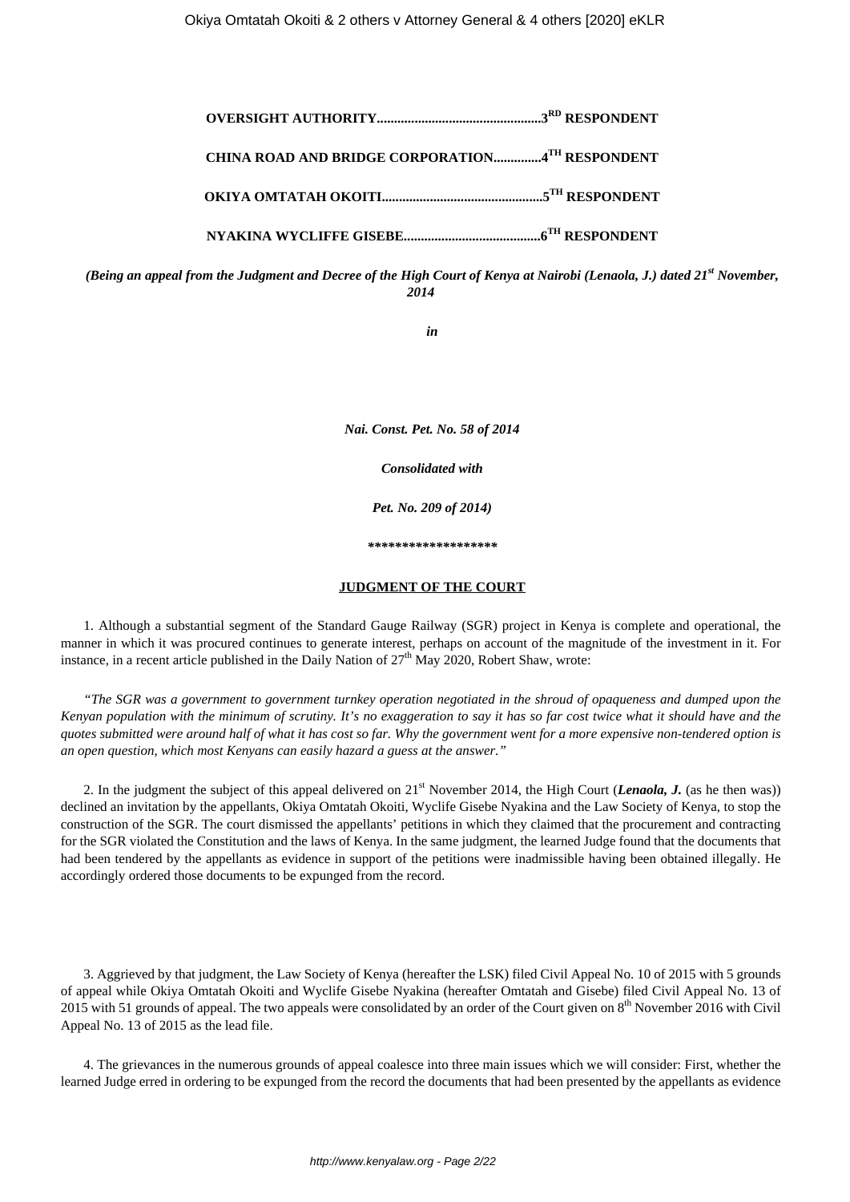**OVERSIGHT AUTHORITY................................................3RD RESPONDENT**

**CHINA ROAD AND BRIDGE CORPORATION.............4TH RESPONDENT**

**OKIYA OMTATAH OKOITI...............................................5TH RESPONDENT**

**NYAKINA WYCLIFFE GISEBE.......................................6TH RESPONDENT**

*(Being an appeal from the Judgment and Decree of the High Court of Kenya at Nairobi (Lenaola, J.) dated 21st November, 2014*

*in*

*Nai. Const. Pet. No. 58 of 2014*

*Consolidated with*

*Pet. No. 209 of 2014)*

*******************

**JUDGMENT OF THE COURT**

1. Although a substantial segment of the Standard Gauge Railway (SGR) project in Kenya is complete and operational, the manner in which it was procured continues to generate interest, perhaps on account of the magnitude of the investment in it. For instance, in a recent article published in the Daily Nation of 27th May 2020, Robert Shaw, wrote:

> *"The SGR was a government to government turnkey operation negotiated in the shroud of opaqueness and dumped upon the Kenyan population with the minimum of scrutiny. It's no exaggeration to say it has so far cost twice what it should have and the quotes submitted were around half of what it has cost so far. Why the government went for a more expensive non-tendered option is an open question, which most Kenyans can easily hazard a guess at the answer."*

2. In the judgment the subject of this appeal delivered on 21st November 2014, the High Court (***Lenaola, J.*** (as he then was)) declined an invitation by the appellants, Okiya Omtatah Okoiti, Wyclife Gisebe Nyakina and the Law Society of Kenya, to stop the construction of the SGR. The court dismissed the appellants' petitions in which they claimed that the procurement and contracting for the SGR violated the Constitution and the laws of Kenya. In the same judgment, the learned Judge found that the documents that had been tendered by the appellants as evidence in support of the petitions were inadmissible having been obtained illegally. He accordingly ordered those documents to be expunged from the record.

3. Aggrieved by that judgment, the Law Society of Kenya (hereafter the LSK) filed Civil Appeal No. 10 of 2015 with 5 grounds of appeal while Okiya Omtatah Okoiti and Wyclife Gisebe Nyakina (hereafter Omtatah and Gisebe) filed Civil Appeal No. 13 of 2015 with 51 grounds of appeal. The two appeals were consolidated by an order of the Court given on 8th November 2016 with Civil Appeal No. 13 of 2015 as the lead file.

4. The grievances in the numerous grounds of appeal coalesce into three main issues which we will consider: First, whether the learned Judge erred in ordering to be expunged from the record the documents that had been presented by the appellants as evidence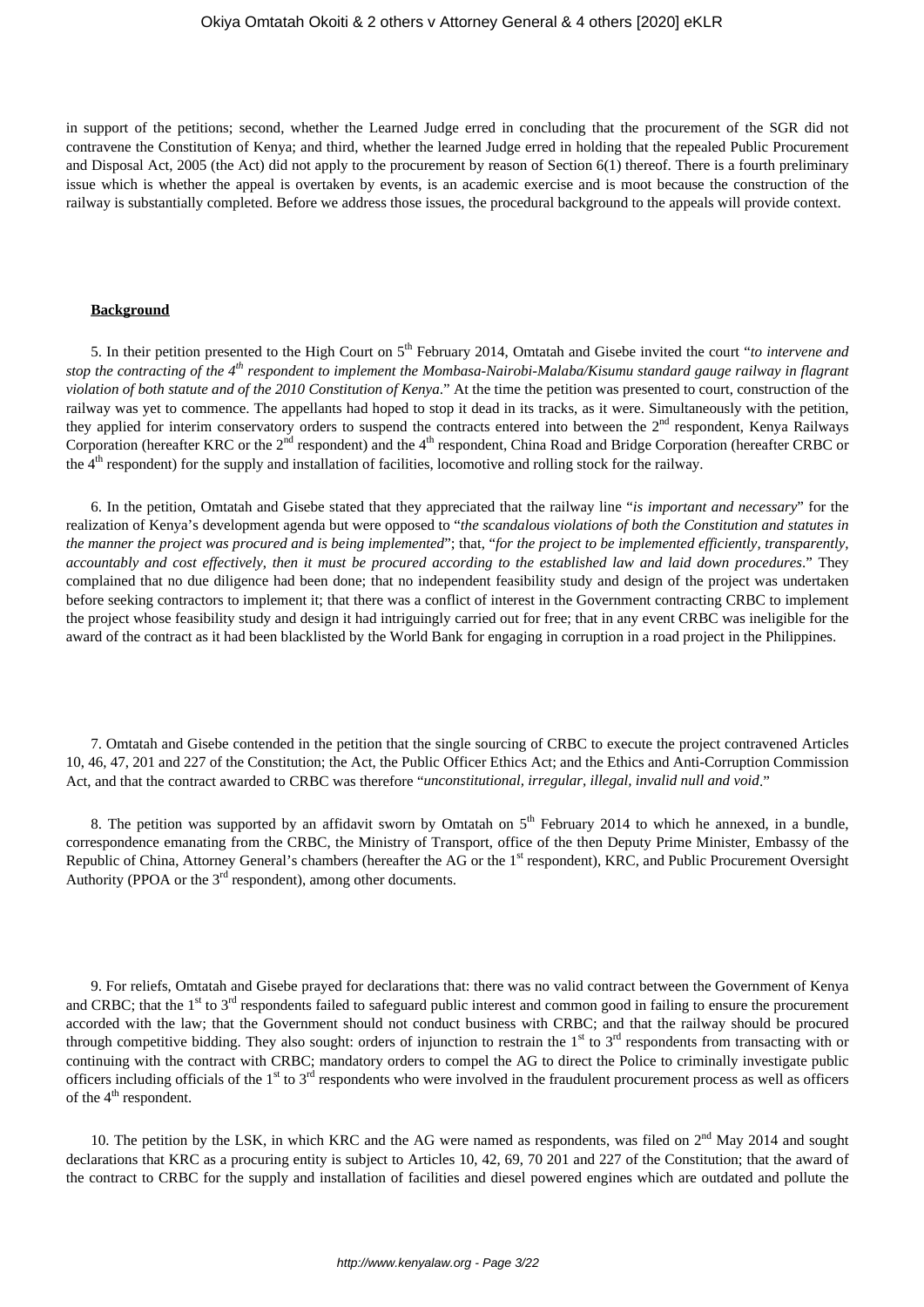in support of the petitions; second, whether the Learned Judge erred in concluding that the procurement of the SGR did not contravene the Constitution of Kenya; and third, whether the learned Judge erred in holding that the repealed Public Procurement and Disposal Act, 2005 (the Act) did not apply to the procurement by reason of Section 6(1) thereof. There is a fourth preliminary issue which is whether the appeal is overtaken by events, is an academic exercise and is moot because the construction of the railway is substantially completed. Before we address those issues, the procedural background to the appeals will provide context.

**Background**

5. In their petition presented to the High Court on 5th February 2014, Omtatah and Gisebe invited the court "*to intervene and stop the contracting of the 4th respondent to implement the Mombasa-Nairobi-Malaba/Kisumu standard gauge railway in flagrant violation of both statute and of the 2010 Constitution of Kenya*." At the time the petition was presented to court, construction of the railway was yet to commence. The appellants had hoped to stop it dead in its tracks, as it were. Simultaneously with the petition, they applied for interim conservatory orders to suspend the contracts entered into between the 2nd respondent, Kenya Railways Corporation (hereafter KRC or the 2nd respondent) and the 4th respondent, China Road and Bridge Corporation (hereafter CRBC or the 4th respondent) for the supply and installation of facilities, locomotive and rolling stock for the railway.

6. In the petition, Omtatah and Gisebe stated that they appreciated that the railway line "*is important and necessary*" for the realization of Kenya's development agenda but were opposed to "*the scandalous violations of both the Constitution and statutes in the manner the project was procured and is being implemented*"; that, "*for the project to be implemented efficiently, transparently, accountably and cost effectively, then it must be procured according to the established law and laid down procedures*." They complained that no due diligence had been done; that no independent feasibility study and design of the project was undertaken before seeking contractors to implement it; that there was a conflict of interest in the Government contracting CRBC to implement the project whose feasibility study and design it had intriguingly carried out for free; that in any event CRBC was ineligible for the award of the contract as it had been blacklisted by the World Bank for engaging in corruption in a road project in the Philippines.

7. Omtatah and Gisebe contended in the petition that the single sourcing of CRBC to execute the project contravened Articles 10, 46, 47, 201 and 227 of the Constitution; the Act, the Public Officer Ethics Act; and the Ethics and Anti-Corruption Commission Act, and that the contract awarded to CRBC was therefore "*unconstitutional, irregular, illegal, invalid null and void*."

8. The petition was supported by an affidavit sworn by Omtatah on 5th February 2014 to which he annexed, in a bundle, correspondence emanating from the CRBC, the Ministry of Transport, office of the then Deputy Prime Minister, Embassy of the Republic of China, Attorney General's chambers (hereafter the AG or the 1st respondent), KRC, and Public Procurement Oversight Authority (PPOA or the 3rd respondent), among other documents.

9. For reliefs, Omtatah and Gisebe prayed for declarations that: there was no valid contract between the Government of Kenya and CRBC; that the 1st to 3rd respondents failed to safeguard public interest and common good in failing to ensure the procurement accorded with the law; that the Government should not conduct business with CRBC; and that the railway should be procured through competitive bidding. They also sought: orders of injunction to restrain the 1st to 3rd respondents from transacting with or continuing with the contract with CRBC; mandatory orders to compel the AG to direct the Police to criminally investigate public officers including officials of the 1st to 3rd respondents who were involved in the fraudulent procurement process as well as officers of the 4th respondent.

10. The petition by the LSK, in which KRC and the AG were named as respondents, was filed on 2nd May 2014 and sought declarations that KRC as a procuring entity is subject to Articles 10, 42, 69, 70 201 and 227 of the Constitution; that the award of the contract to CRBC for the supply and installation of facilities and diesel powered engines which are outdated and pollute the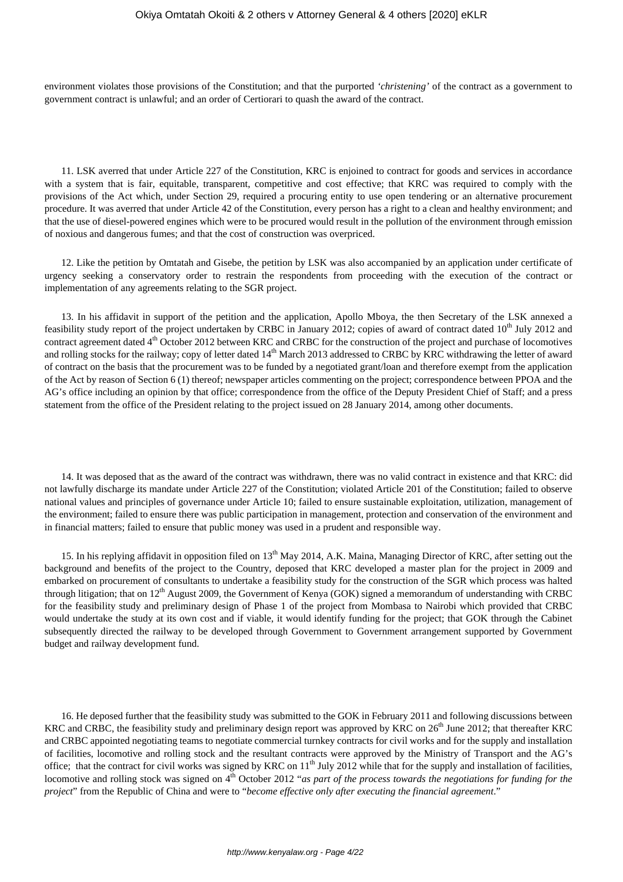environment violates those provisions of the Constitution; and that the purported *'christening'* of the contract as a government to government contract is unlawful; and an order of Certiorari to quash the award of the contract.

11. LSK averred that under Article 227 of the Constitution, KRC is enjoined to contract for goods and services in accordance with a system that is fair, equitable, transparent, competitive and cost effective; that KRC was required to comply with the provisions of the Act which, under Section 29, required a procuring entity to use open tendering or an alternative procurement procedure. It was averred that under Article 42 of the Constitution, every person has a right to a clean and healthy environment; and that the use of diesel-powered engines which were to be procured would result in the pollution of the environment through emission of noxious and dangerous fumes; and that the cost of construction was overpriced.

12. Like the petition by Omtatah and Gisebe, the petition by LSK was also accompanied by an application under certificate of urgency seeking a conservatory order to restrain the respondents from proceeding with the execution of the contract or implementation of any agreements relating to the SGR project.

13. In his affidavit in support of the petition and the application, Apollo Mboya, the then Secretary of the LSK annexed a feasibility study report of the project undertaken by CRBC in January 2012; copies of award of contract dated 10th July 2012 and contract agreement dated 4th October 2012 between KRC and CRBC for the construction of the project and purchase of locomotives and rolling stocks for the railway; copy of letter dated 14th March 2013 addressed to CRBC by KRC withdrawing the letter of award of contract on the basis that the procurement was to be funded by a negotiated grant/loan and therefore exempt from the application of the Act by reason of Section 6 (1) thereof; newspaper articles commenting on the project; correspondence between PPOA and the AG's office including an opinion by that office; correspondence from the office of the Deputy President Chief of Staff; and a press statement from the office of the President relating to the project issued on 28 January 2014, among other documents.

14. It was deposed that as the award of the contract was withdrawn, there was no valid contract in existence and that KRC: did not lawfully discharge its mandate under Article 227 of the Constitution; violated Article 201 of the Constitution; failed to observe national values and principles of governance under Article 10; failed to ensure sustainable exploitation, utilization, management of the environment; failed to ensure there was public participation in management, protection and conservation of the environment and in financial matters; failed to ensure that public money was used in a prudent and responsible way.

15. In his replying affidavit in opposition filed on 13th May 2014, A.K. Maina, Managing Director of KRC, after setting out the background and benefits of the project to the Country, deposed that KRC developed a master plan for the project in 2009 and embarked on procurement of consultants to undertake a feasibility study for the construction of the SGR which process was halted through litigation; that on 12th August 2009, the Government of Kenya (GOK) signed a memorandum of understanding with CRBC for the feasibility study and preliminary design of Phase 1 of the project from Mombasa to Nairobi which provided that CRBC would undertake the study at its own cost and if viable, it would identify funding for the project; that GOK through the Cabinet subsequently directed the railway to be developed through Government to Government arrangement supported by Government budget and railway development fund.

16. He deposed further that the feasibility study was submitted to the GOK in February 2011 and following discussions between KRC and CRBC, the feasibility study and preliminary design report was approved by KRC on 26th June 2012; that thereafter KRC and CRBC appointed negotiating teams to negotiate commercial turnkey contracts for civil works and for the supply and installation of facilities, locomotive and rolling stock and the resultant contracts were approved by the Ministry of Transport and the AG's office; that the contract for civil works was signed by KRC on 11th July 2012 while that for the supply and installation of facilities, locomotive and rolling stock was signed on 4th October 2012 "*as part of the process towards the negotiations for funding for the project*" from the Republic of China and were to "*become effective only after executing the financial agreement*."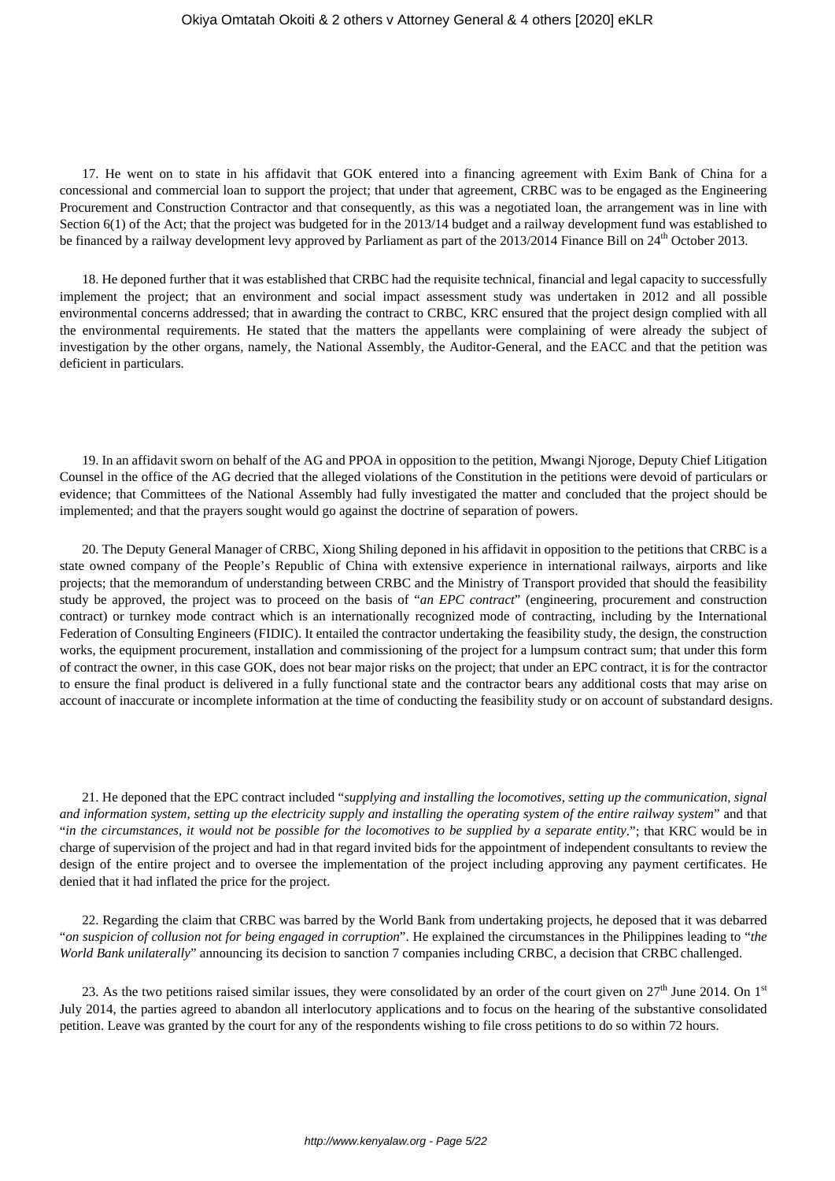17. He went on to state in his affidavit that GOK entered into a financing agreement with Exim Bank of China for a concessional and commercial loan to support the project; that under that agreement, CRBC was to be engaged as the Engineering Procurement and Construction Contractor and that consequently, as this was a negotiated loan, the arrangement was in line with Section 6(1) of the Act; that the project was budgeted for in the 2013/14 budget and a railway development fund was established to be financed by a railway development levy approved by Parliament as part of the 2013/2014 Finance Bill on 24th October 2013.

18. He deponed further that it was established that CRBC had the requisite technical, financial and legal capacity to successfully implement the project; that an environment and social impact assessment study was undertaken in 2012 and all possible environmental concerns addressed; that in awarding the contract to CRBC, KRC ensured that the project design complied with all the environmental requirements. He stated that the matters the appellants were complaining of were already the subject of investigation by the other organs, namely, the National Assembly, the Auditor-General, and the EACC and that the petition was deficient in particulars.

19. In an affidavit sworn on behalf of the AG and PPOA in opposition to the petition, Mwangi Njoroge, Deputy Chief Litigation Counsel in the office of the AG decried that the alleged violations of the Constitution in the petitions were devoid of particulars or evidence; that Committees of the National Assembly had fully investigated the matter and concluded that the project should be implemented; and that the prayers sought would go against the doctrine of separation of powers.

20. The Deputy General Manager of CRBC, Xiong Shiling deponed in his affidavit in opposition to the petitions that CRBC is a state owned company of the People's Republic of China with extensive experience in international railways, airports and like projects; that the memorandum of understanding between CRBC and the Ministry of Transport provided that should the feasibility study be approved, the project was to proceed on the basis of "*an EPC contract*" (engineering, procurement and construction contract) or turnkey mode contract which is an internationally recognized mode of contracting, including by the International Federation of Consulting Engineers (FIDIC). It entailed the contractor undertaking the feasibility study, the design, the construction works, the equipment procurement, installation and commissioning of the project for a lumpsum contract sum; that under this form of contract the owner, in this case GOK, does not bear major risks on the project; that under an EPC contract, it is for the contractor to ensure the final product is delivered in a fully functional state and the contractor bears any additional costs that may arise on account of inaccurate or incomplete information at the time of conducting the feasibility study or on account of substandard designs.

21. He deponed that the EPC contract included "*supplying and installing the locomotives, setting up the communication, signal and information system, setting up the electricity supply and installing the operating system of the entire railway system*" and that "*in the circumstances, it would not be possible for the locomotives to be supplied by a separate entity*."; that KRC would be in charge of supervision of the project and had in that regard invited bids for the appointment of independent consultants to review the design of the entire project and to oversee the implementation of the project including approving any payment certificates. He denied that it had inflated the price for the project.

22. Regarding the claim that CRBC was barred by the World Bank from undertaking projects, he deposed that it was debarred "*on suspicion of collusion not for being engaged in corruption*". He explained the circumstances in the Philippines leading to "*the World Bank unilaterally*" announcing its decision to sanction 7 companies including CRBC, a decision that CRBC challenged.

23. As the two petitions raised similar issues, they were consolidated by an order of the court given on 27th June 2014. On 1st July 2014, the parties agreed to abandon all interlocutory applications and to focus on the hearing of the substantive consolidated petition. Leave was granted by the court for any of the respondents wishing to file cross petitions to do so within 72 hours.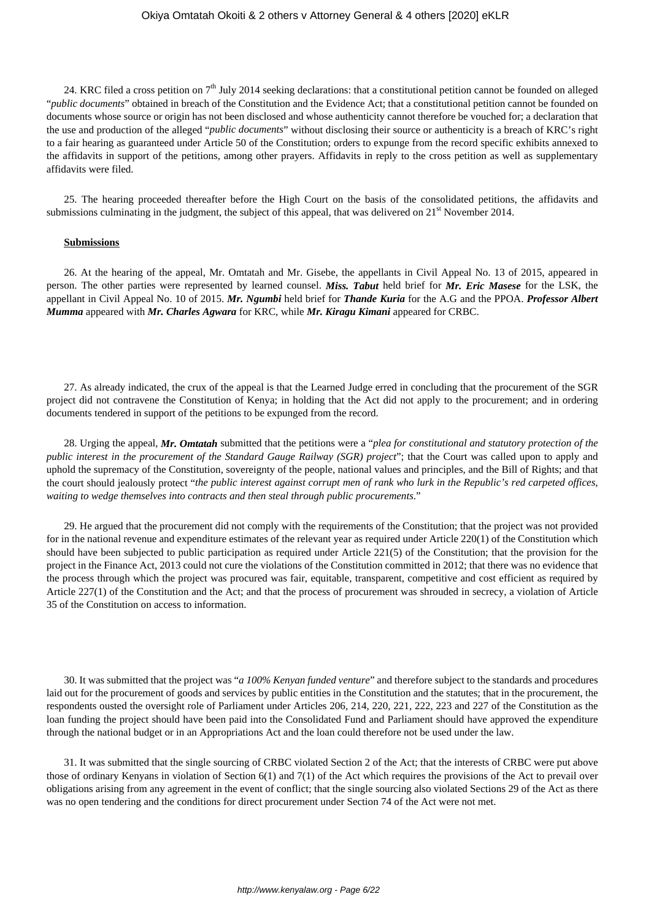24. KRC filed a cross petition on 7th July 2014 seeking declarations: that a constitutional petition cannot be founded on alleged "*public documents*" obtained in breach of the Constitution and the Evidence Act; that a constitutional petition cannot be founded on documents whose source or origin has not been disclosed and whose authenticity cannot therefore be vouched for; a declaration that the use and production of the alleged "*public documents*" without disclosing their source or authenticity is a breach of KRC's right to a fair hearing as guaranteed under Article 50 of the Constitution; orders to expunge from the record specific exhibits annexed to the affidavits in support of the petitions, among other prayers. Affidavits in reply to the cross petition as well as supplementary affidavits were filed.

25. The hearing proceeded thereafter before the High Court on the basis of the consolidated petitions, the affidavits and submissions culminating in the judgment, the subject of this appeal, that was delivered on 21st November 2014.

**Submissions**

26. At the hearing of the appeal, Mr. Omtatah and Mr. Gisebe, the appellants in Civil Appeal No. 13 of 2015, appeared in person. The other parties were represented by learned counsel. ***Miss. Tabut*** held brief for ***Mr. Eric Masese*** for the LSK, the appellant in Civil Appeal No. 10 of 2015. ***Mr. Ngumbi*** held brief for ***Thande Kuria*** for the A.G and the PPOA. ***Professor Albert Mumma*** appeared with ***Mr. Charles Agwara*** for KRC, while ***Mr. Kiragu Kimani*** appeared for CRBC.

27. As already indicated, the crux of the appeal is that the Learned Judge erred in concluding that the procurement of the SGR project did not contravene the Constitution of Kenya; in holding that the Act did not apply to the procurement; and in ordering documents tendered in support of the petitions to be expunged from the record.

28. Urging the appeal, ***Mr. Omtatah*** submitted that the petitions were a "*plea for constitutional and statutory protection of the public interest in the procurement of the Standard Gauge Railway (SGR) project*"; that the Court was called upon to apply and uphold the supremacy of the Constitution, sovereignty of the people, national values and principles, and the Bill of Rights; and that the court should jealously protect "*the public interest against corrupt men of rank who lurk in the Republic's red carpeted offices, waiting to wedge themselves into contracts and then steal through public procurements*."

29. He argued that the procurement did not comply with the requirements of the Constitution; that the project was not provided for in the national revenue and expenditure estimates of the relevant year as required under Article 220(1) of the Constitution which should have been subjected to public participation as required under Article 221(5) of the Constitution; that the provision for the project in the Finance Act, 2013 could not cure the violations of the Constitution committed in 2012; that there was no evidence that the process through which the project was procured was fair, equitable, transparent, competitive and cost efficient as required by Article 227(1) of the Constitution and the Act; and that the process of procurement was shrouded in secrecy, a violation of Article 35 of the Constitution on access to information.

30. It was submitted that the project was "*a 100% Kenyan funded venture*" and therefore subject to the standards and procedures laid out for the procurement of goods and services by public entities in the Constitution and the statutes; that in the procurement, the respondents ousted the oversight role of Parliament under Articles 206, 214, 220, 221, 222, 223 and 227 of the Constitution as the loan funding the project should have been paid into the Consolidated Fund and Parliament should have approved the expenditure through the national budget or in an Appropriations Act and the loan could therefore not be used under the law.

31. It was submitted that the single sourcing of CRBC violated Section 2 of the Act; that the interests of CRBC were put above those of ordinary Kenyans in violation of Section 6(1) and 7(1) of the Act which requires the provisions of the Act to prevail over obligations arising from any agreement in the event of conflict; that the single sourcing also violated Sections 29 of the Act as there was no open tendering and the conditions for direct procurement under Section 74 of the Act were not met.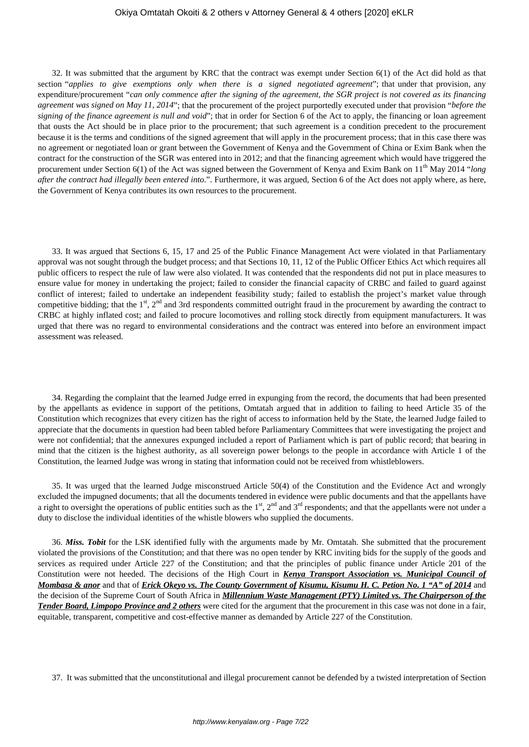32. It was submitted that the argument by KRC that the contract was exempt under Section 6(1) of the Act did hold as that section "*applies to give exemptions only when there is a signed negotiated agreement*"; that under that provision, any expenditure/procurement "*can only commence after the signing of the agreement, the SGR project is not covered as its financing agreement was signed on May 11, 2014*"; that the procurement of the project purportedly executed under that provision "*before the signing of the finance agreement is null and void*"; that in order for Section 6 of the Act to apply, the financing or loan agreement that ousts the Act should be in place prior to the procurement; that such agreement is a condition precedent to the procurement because it is the terms and conditions of the signed agreement that will apply in the procurement process; that in this case there was no agreement or negotiated loan or grant between the Government of Kenya and the Government of China or Exim Bank when the contract for the construction of the SGR was entered into in 2012; and that the financing agreement which would have triggered the procurement under Section 6(1) of the Act was signed between the Government of Kenya and Exim Bank on 11th May 2014 "*long after the contract had illegally been entered into.*". Furthermore, it was argued, Section 6 of the Act does not apply where, as here, the Government of Kenya contributes its own resources to the procurement.

33. It was argued that Sections 6, 15, 17 and 25 of the Public Finance Management Act were violated in that Parliamentary approval was not sought through the budget process; and that Sections 10, 11, 12 of the Public Officer Ethics Act which requires all public officers to respect the rule of law were also violated. It was contended that the respondents did not put in place measures to ensure value for money in undertaking the project; failed to consider the financial capacity of CRBC and failed to guard against conflict of interest; failed to undertake an independent feasibility study; failed to establish the project's market value through competitive bidding; that the 1st, 2nd and 3rd respondents committed outright fraud in the procurement by awarding the contract to CRBC at highly inflated cost; and failed to procure locomotives and rolling stock directly from equipment manufacturers. It was urged that there was no regard to environmental considerations and the contract was entered into before an environment impact assessment was released.

34. Regarding the complaint that the learned Judge erred in expunging from the record, the documents that had been presented by the appellants as evidence in support of the petitions, Omtatah argued that in addition to failing to heed Article 35 of the Constitution which recognizes that every citizen has the right of access to information held by the State, the learned Judge failed to appreciate that the documents in question had been tabled before Parliamentary Committees that were investigating the project and were not confidential; that the annexures expunged included a report of Parliament which is part of public record; that bearing in mind that the citizen is the highest authority, as all sovereign power belongs to the people in accordance with Article 1 of the Constitution, the learned Judge was wrong in stating that information could not be received from whistleblowers.

35. It was urged that the learned Judge misconstrued Article 50(4) of the Constitution and the Evidence Act and wrongly excluded the impugned documents; that all the documents tendered in evidence were public documents and that the appellants have a right to oversight the operations of public entities such as the 1st, 2nd and 3rd respondents; and that the appellants were not under a duty to disclose the individual identities of the whistle blowers who supplied the documents.

36. ***Miss. Tobit*** for the LSK identified fully with the arguments made by Mr. Omtatah. She submitted that the procurement violated the provisions of the Constitution; and that there was no open tender by KRC inviting bids for the supply of the goods and services as required under Article 227 of the Constitution; and that the principles of public finance under Article 201 of the Constitution were not heeded. The decisions of the High Court in ***Kenya Transport Association vs. Municipal Council of Mombasa & anor*** and that of ***Erick Okeyo vs. The County Government of Kisumu, Kisumu H. C. Petion No. 1 "A" of 2014*** and the decision of the Supreme Court of South Africa in ***Millennium Waste Management (PTY) Limited vs. The Chairperson of the Tender Board, Limpopo Province and 2 others*** were cited for the argument that the procurement in this case was not done in a fair, equitable, transparent, competitive and cost-effective manner as demanded by Article 227 of the Constitution.

37. It was submitted that the unconstitutional and illegal procurement cannot be defended by a twisted interpretation of Section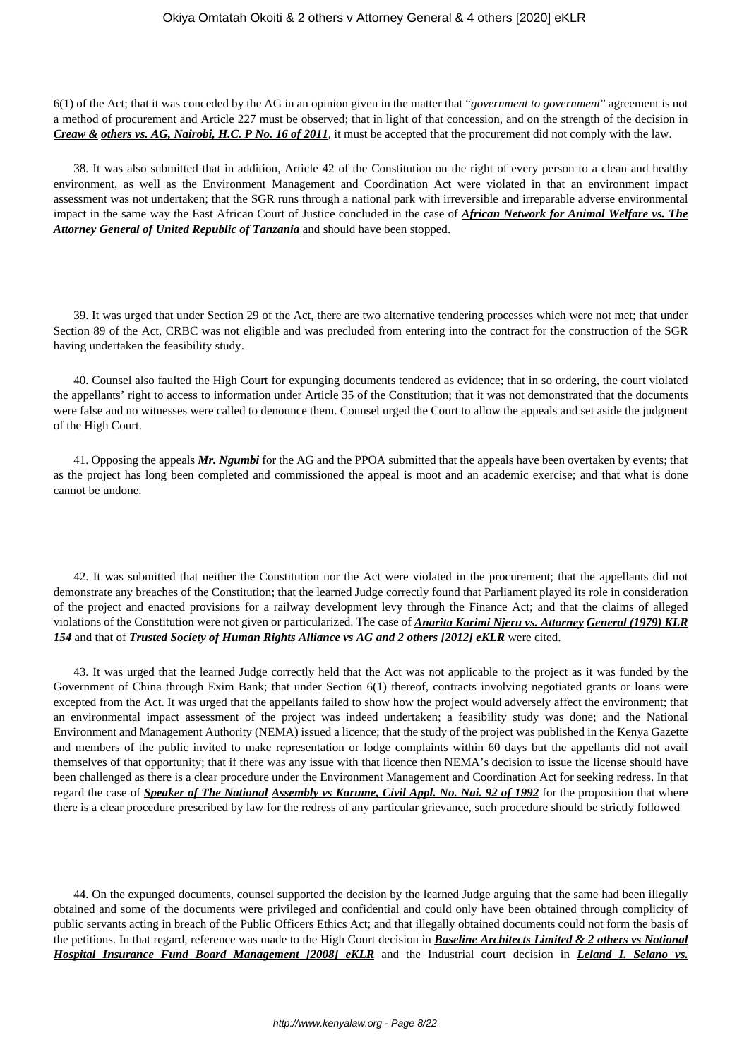6(1) of the Act; that it was conceded by the AG in an opinion given in the matter that "*government to government*" agreement is not a method of procurement and Article 227 must be observed; that in light of that concession, and on the strength of the decision in ***Creaw & others vs. AG, Nairobi, H.C. P No. 16 of 2011***, it must be accepted that the procurement did not comply with the law.

38. It was also submitted that in addition, Article 42 of the Constitution on the right of every person to a clean and healthy environment, as well as the Environment Management and Coordination Act were violated in that an environment impact assessment was not undertaken; that the SGR runs through a national park with irreversible and irreparable adverse environmental impact in the same way the East African Court of Justice concluded in the case of ***African Network for Animal Welfare vs. The Attorney General of United Republic of Tanzania*** and should have been stopped.

39. It was urged that under Section 29 of the Act, there are two alternative tendering processes which were not met; that under Section 89 of the Act, CRBC was not eligible and was precluded from entering into the contract for the construction of the SGR having undertaken the feasibility study.

40. Counsel also faulted the High Court for expunging documents tendered as evidence; that in so ordering, the court violated the appellants' right to access to information under Article 35 of the Constitution; that it was not demonstrated that the documents were false and no witnesses were called to denounce them. Counsel urged the Court to allow the appeals and set aside the judgment of the High Court.

41. Opposing the appeals ***Mr. Ngumbi*** for the AG and the PPOA submitted that the appeals have been overtaken by events; that as the project has long been completed and commissioned the appeal is moot and an academic exercise; and that what is done cannot be undone.

42. It was submitted that neither the Constitution nor the Act were violated in the procurement; that the appellants did not demonstrate any breaches of the Constitution; that the learned Judge correctly found that Parliament played its role in consideration of the project and enacted provisions for a railway development levy through the Finance Act; and that the claims of alleged violations of the Constitution were not given or particularized. The case of ***Anarita Karimi Njeru vs. Attorney General (1979) KLR 154*** and that of ***Trusted Society of Human Rights Alliance vs AG and 2 others [2012] eKLR*** were cited.

43. It was urged that the learned Judge correctly held that the Act was not applicable to the project as it was funded by the Government of China through Exim Bank; that under Section 6(1) thereof, contracts involving negotiated grants or loans were excepted from the Act. It was urged that the appellants failed to show how the project would adversely affect the environment; that an environmental impact assessment of the project was indeed undertaken; a feasibility study was done; and the National Environment and Management Authority (NEMA) issued a licence; that the study of the project was published in the Kenya Gazette and members of the public invited to make representation or lodge complaints within 60 days but the appellants did not avail themselves of that opportunity; that if there was any issue with that licence then NEMA's decision to issue the license should have been challenged as there is a clear procedure under the Environment Management and Coordination Act for seeking redress. In that regard the case of ***Speaker of The National Assembly vs Karume, Civil Appl. No. Nai. 92 of 1992*** for the proposition that where there is a clear procedure prescribed by law for the redress of any particular grievance, such procedure should be strictly followed

44. On the expunged documents, counsel supported the decision by the learned Judge arguing that the same had been illegally obtained and some of the documents were privileged and confidential and could only have been obtained through complicity of public servants acting in breach of the Public Officers Ethics Act; and that illegally obtained documents could not form the basis of the petitions. In that regard, reference was made to the High Court decision in ***Baseline Architects Limited & 2 others vs National Hospital Insurance Fund Board Management [2008] eKLR*** and the Industrial court decision in ***Leland I. Selano vs.***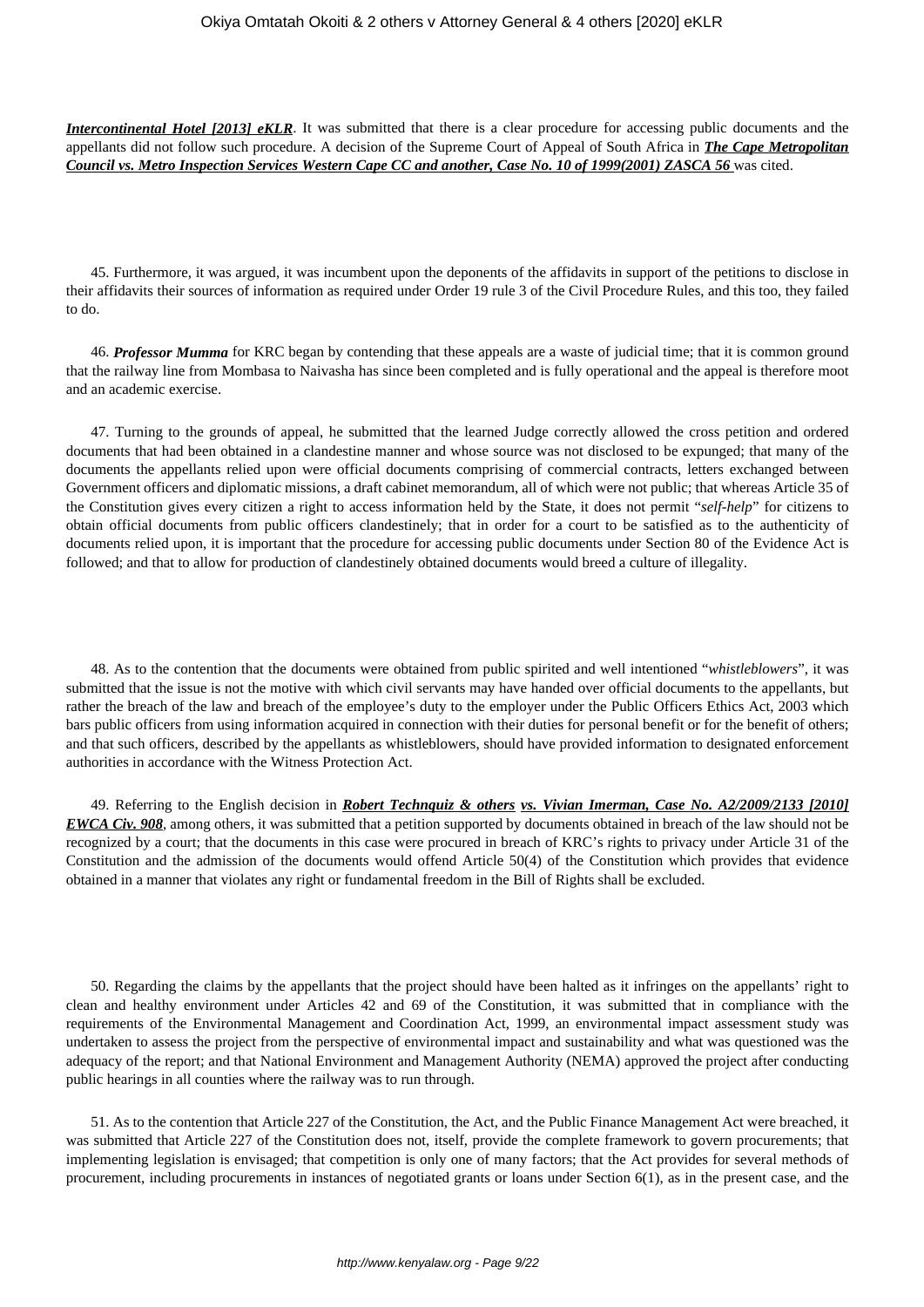***Intercontinental Hotel [2013] eKLR***. It was submitted that there is a clear procedure for accessing public documents and the appellants did not follow such procedure. A decision of the Supreme Court of Appeal of South Africa in ***The Cape Metropolitan Council vs. Metro Inspection Services Western Cape CC and another, Case No. 10 of 1999(2001) ZASCA 56*** was cited.

45. Furthermore, it was argued, it was incumbent upon the deponents of the affidavits in support of the petitions to disclose in their affidavits their sources of information as required under Order 19 rule 3 of the Civil Procedure Rules, and this too, they failed to do.

46. ***Professor Mumma*** for KRC began by contending that these appeals are a waste of judicial time; that it is common ground that the railway line from Mombasa to Naivasha has since been completed and is fully operational and the appeal is therefore moot and an academic exercise.

47. Turning to the grounds of appeal, he submitted that the learned Judge correctly allowed the cross petition and ordered documents that had been obtained in a clandestine manner and whose source was not disclosed to be expunged; that many of the documents the appellants relied upon were official documents comprising of commercial contracts, letters exchanged between Government officers and diplomatic missions, a draft cabinet memorandum, all of which were not public; that whereas Article 35 of the Constitution gives every citizen a right to access information held by the State, it does not permit "*self-help*" for citizens to obtain official documents from public officers clandestinely; that in order for a court to be satisfied as to the authenticity of documents relied upon, it is important that the procedure for accessing public documents under Section 80 of the Evidence Act is followed; and that to allow for production of clandestinely obtained documents would breed a culture of illegality.

48. As to the contention that the documents were obtained from public spirited and well intentioned "*whistleblowers*", it was submitted that the issue is not the motive with which civil servants may have handed over official documents to the appellants, but rather the breach of the law and breach of the employee's duty to the employer under the Public Officers Ethics Act, 2003 which bars public officers from using information acquired in connection with their duties for personal benefit or for the benefit of others; and that such officers, described by the appellants as whistleblowers, should have provided information to designated enforcement authorities in accordance with the Witness Protection Act.

49. Referring to the English decision in ***Robert Technquiz & others vs. Vivian Imerman, Case No. A2/2009/2133 [2010] EWCA Civ. 908***, among others, it was submitted that a petition supported by documents obtained in breach of the law should not be recognized by a court; that the documents in this case were procured in breach of KRC's rights to privacy under Article 31 of the Constitution and the admission of the documents would offend Article 50(4) of the Constitution which provides that evidence obtained in a manner that violates any right or fundamental freedom in the Bill of Rights shall be excluded.

50. Regarding the claims by the appellants that the project should have been halted as it infringes on the appellants' right to clean and healthy environment under Articles 42 and 69 of the Constitution, it was submitted that in compliance with the requirements of the Environmental Management and Coordination Act, 1999, an environmental impact assessment study was undertaken to assess the project from the perspective of environmental impact and sustainability and what was questioned was the adequacy of the report; and that National Environment and Management Authority (NEMA) approved the project after conducting public hearings in all counties where the railway was to run through.

51. As to the contention that Article 227 of the Constitution, the Act, and the Public Finance Management Act were breached, it was submitted that Article 227 of the Constitution does not, itself, provide the complete framework to govern procurements; that implementing legislation is envisaged; that competition is only one of many factors; that the Act provides for several methods of procurement, including procurements in instances of negotiated grants or loans under Section 6(1), as in the present case, and the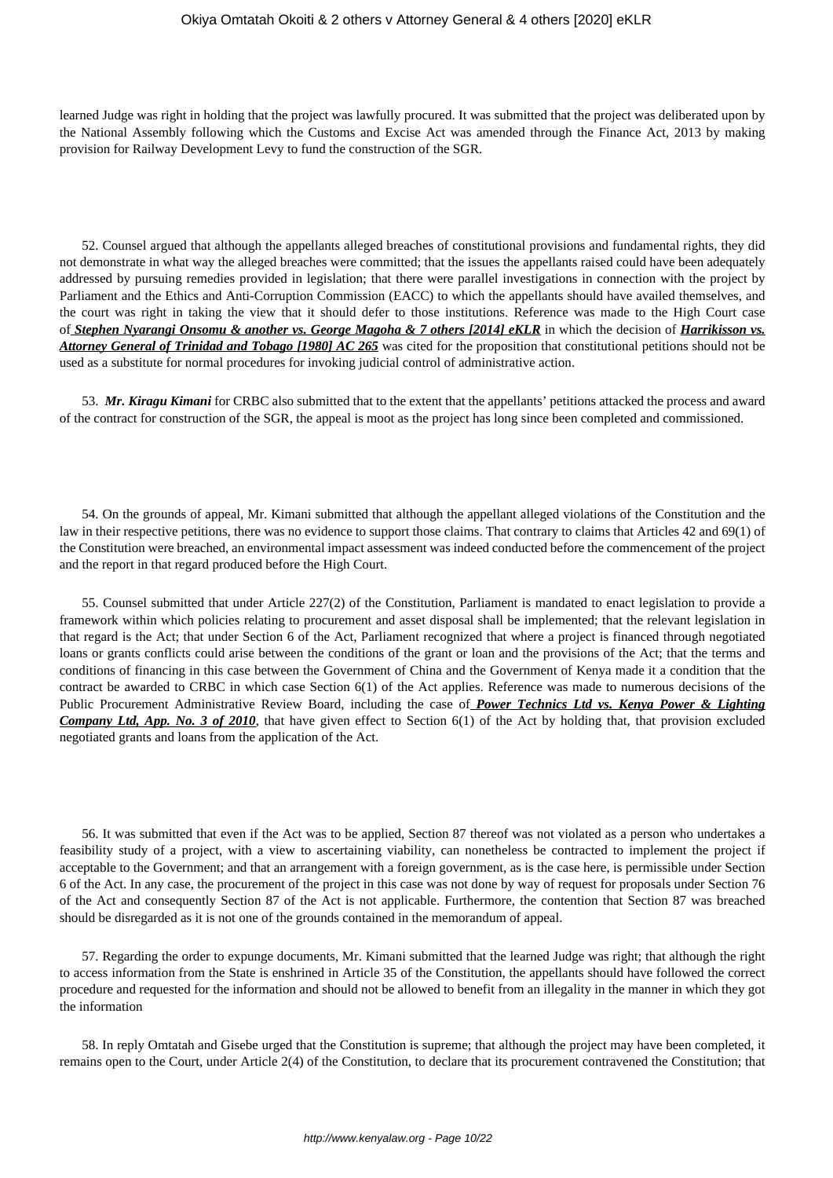learned Judge was right in holding that the project was lawfully procured. It was submitted that the project was deliberated upon by the National Assembly following which the Customs and Excise Act was amended through the Finance Act, 2013 by making provision for Railway Development Levy to fund the construction of the SGR.

52. Counsel argued that although the appellants alleged breaches of constitutional provisions and fundamental rights, they did not demonstrate in what way the alleged breaches were committed; that the issues the appellants raised could have been adequately addressed by pursuing remedies provided in legislation; that there were parallel investigations in connection with the project by Parliament and the Ethics and Anti-Corruption Commission (EACC) to which the appellants should have availed themselves, and the court was right in taking the view that it should defer to those institutions. Reference was made to the High Court case of ***Stephen Nyarangi Onsomu & another vs. George Magoha & 7 others [2014] eKLR*** in which the decision of ***Harrikisson vs. Attorney General of Trinidad and Tobago [1980] AC 265*** was cited for the proposition that constitutional petitions should not be used as a substitute for normal procedures for invoking judicial control of administrative action.

53. ***Mr. Kiragu Kimani*** for CRBC also submitted that to the extent that the appellants' petitions attacked the process and award of the contract for construction of the SGR, the appeal is moot as the project has long since been completed and commissioned.

54. On the grounds of appeal, Mr. Kimani submitted that although the appellant alleged violations of the Constitution and the law in their respective petitions, there was no evidence to support those claims. That contrary to claims that Articles 42 and 69(1) of the Constitution were breached, an environmental impact assessment was indeed conducted before the commencement of the project and the report in that regard produced before the High Court.

55. Counsel submitted that under Article 227(2) of the Constitution, Parliament is mandated to enact legislation to provide a framework within which policies relating to procurement and asset disposal shall be implemented; that the relevant legislation in that regard is the Act; that under Section 6 of the Act, Parliament recognized that where a project is financed through negotiated loans or grants conflicts could arise between the conditions of the grant or loan and the provisions of the Act; that the terms and conditions of financing in this case between the Government of China and the Government of Kenya made it a condition that the contract be awarded to CRBC in which case Section 6(1) of the Act applies. Reference was made to numerous decisions of the Public Procurement Administrative Review Board, including the case of ***Power Technics Ltd vs. Kenya Power & Lighting Company Ltd, App. No. 3 of 2010***, that have given effect to Section 6(1) of the Act by holding that, that provision excluded negotiated grants and loans from the application of the Act.

56. It was submitted that even if the Act was to be applied, Section 87 thereof was not violated as a person who undertakes a feasibility study of a project, with a view to ascertaining viability, can nonetheless be contracted to implement the project if acceptable to the Government; and that an arrangement with a foreign government, as is the case here, is permissible under Section 6 of the Act. In any case, the procurement of the project in this case was not done by way of request for proposals under Section 76 of the Act and consequently Section 87 of the Act is not applicable. Furthermore, the contention that Section 87 was breached should be disregarded as it is not one of the grounds contained in the memorandum of appeal.

57. Regarding the order to expunge documents, Mr. Kimani submitted that the learned Judge was right; that although the right to access information from the State is enshrined in Article 35 of the Constitution, the appellants should have followed the correct procedure and requested for the information and should not be allowed to benefit from an illegality in the manner in which they got the information

58. In reply Omtatah and Gisebe urged that the Constitution is supreme; that although the project may have been completed, it remains open to the Court, under Article 2(4) of the Constitution, to declare that its procurement contravened the Constitution; that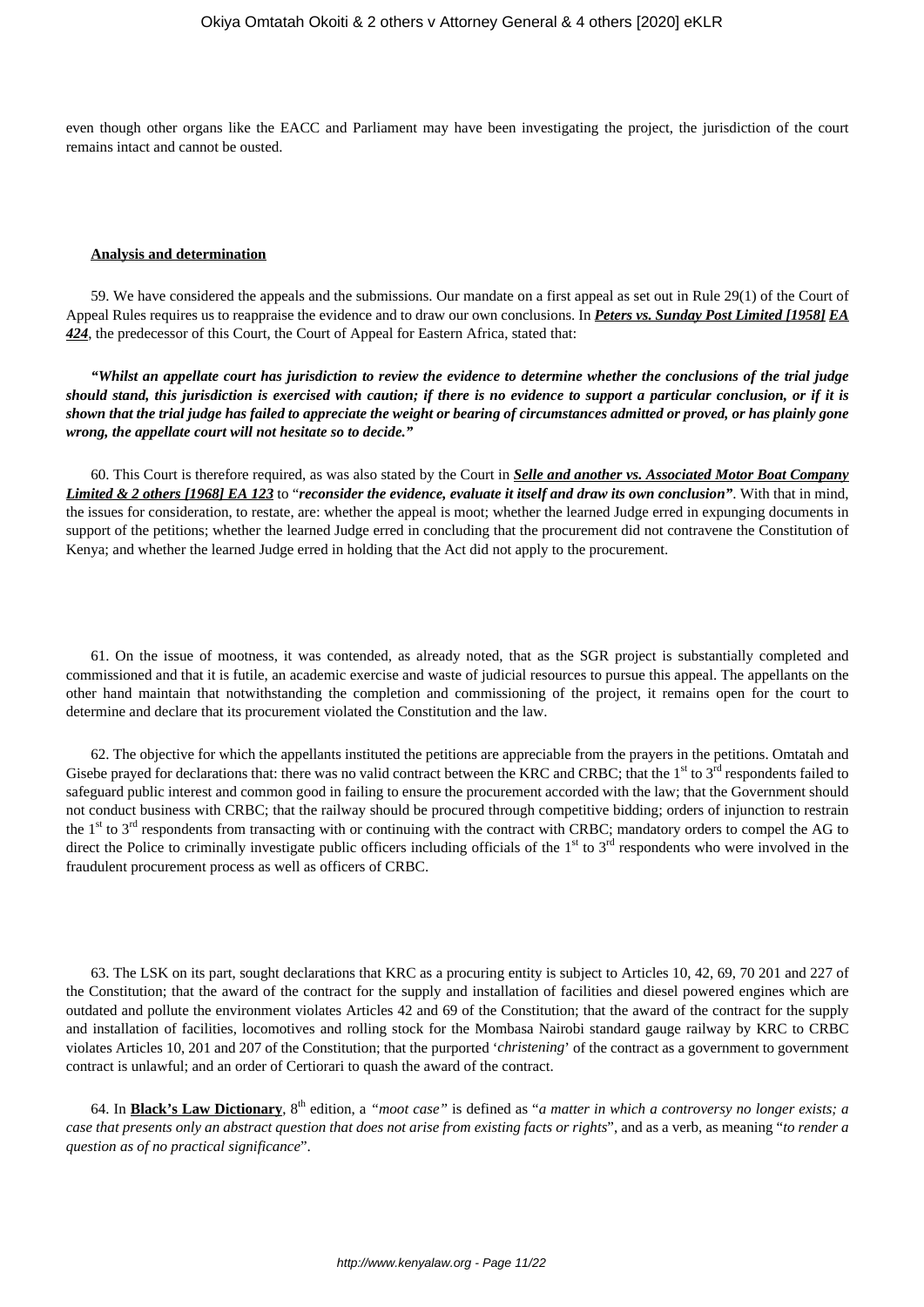even though other organs like the EACC and Parliament may have been investigating the project, the jurisdiction of the court remains intact and cannot be ousted.

**Analysis and determination**

59. We have considered the appeals and the submissions. Our mandate on a first appeal as set out in Rule 29(1) of the Court of Appeal Rules requires us to reappraise the evidence and to draw our own conclusions. In ***Peters vs. Sunday Post Limited [1958] EA 424***, the predecessor of this Court, the Court of Appeal for Eastern Africa, stated that:

***"Whilst an appellate court has jurisdiction to review the evidence to determine whether the conclusions of the trial judge should stand, this jurisdiction is exercised with caution; if there is no evidence to support a particular conclusion, or if it is shown that the trial judge has failed to appreciate the weight or bearing of circumstances admitted or proved, or has plainly gone wrong, the appellate court will not hesitate so to decide."***

60. This Court is therefore required, as was also stated by the Court in ***Selle and another vs. Associated Motor Boat Company Limited & 2 others [1968] EA 123*** to "***reconsider the evidence, evaluate it itself and draw its own conclusion"***. With that in mind, the issues for consideration, to restate, are: whether the appeal is moot; whether the learned Judge erred in expunging documents in support of the petitions; whether the learned Judge erred in concluding that the procurement did not contravene the Constitution of Kenya; and whether the learned Judge erred in holding that the Act did not apply to the procurement.

61. On the issue of mootness, it was contended, as already noted, that as the SGR project is substantially completed and commissioned and that it is futile, an academic exercise and waste of judicial resources to pursue this appeal. The appellants on the other hand maintain that notwithstanding the completion and commissioning of the project, it remains open for the court to determine and declare that its procurement violated the Constitution and the law.

62. The objective for which the appellants instituted the petitions are appreciable from the prayers in the petitions. Omtatah and Gisebe prayed for declarations that: there was no valid contract between the KRC and CRBC; that the 1st to 3rd respondents failed to safeguard public interest and common good in failing to ensure the procurement accorded with the law; that the Government should not conduct business with CRBC; that the railway should be procured through competitive bidding; orders of injunction to restrain the 1st to 3rd respondents from transacting with or continuing with the contract with CRBC; mandatory orders to compel the AG to direct the Police to criminally investigate public officers including officials of the 1st to 3rd respondents who were involved in the fraudulent procurement process as well as officers of CRBC.

63. The LSK on its part, sought declarations that KRC as a procuring entity is subject to Articles 10, 42, 69, 70 201 and 227 of the Constitution; that the award of the contract for the supply and installation of facilities and diesel powered engines which are outdated and pollute the environment violates Articles 42 and 69 of the Constitution; that the award of the contract for the supply and installation of facilities, locomotives and rolling stock for the Mombasa Nairobi standard gauge railway by KRC to CRBC violates Articles 10, 201 and 207 of the Constitution; that the purported '*christening*' of the contract as a government to government contract is unlawful; and an order of Certiorari to quash the award of the contract.

64. In **Black's Law Dictionary**, 8th edition, a *"moot case"* is defined as "*a matter in which a controversy no longer exists; a case that presents only an abstract question that does not arise from existing facts or rights*", and as a verb, as meaning "*to render a question as of no practical significance*".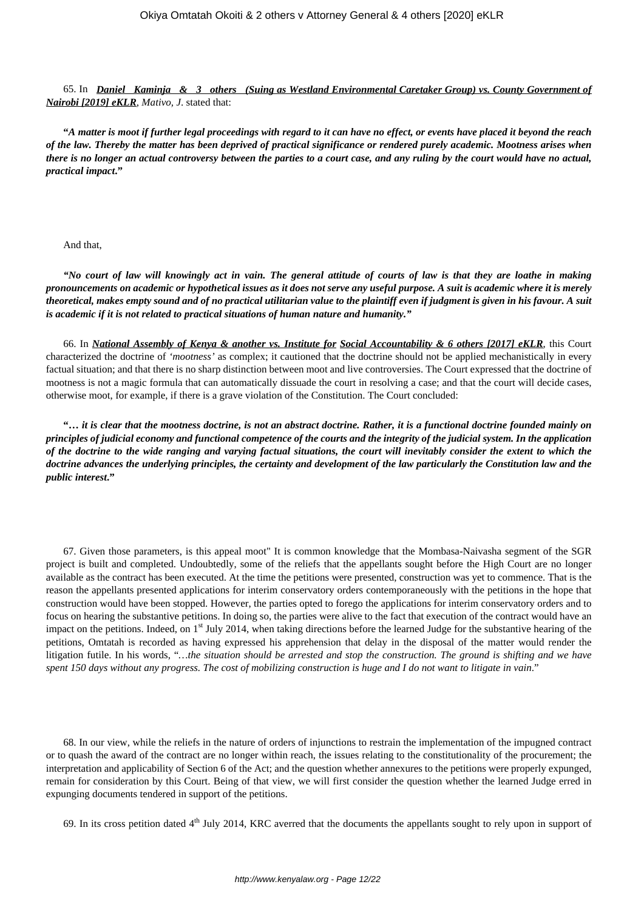65. In ***Daniel Kaminja & 3 others (Suing as Westland Environmental Caretaker Group) vs. County Government of Nairobi [2019] eKLR***, *Mativo, J.* stated that:

**"*A matter is moot if further legal proceedings with regard to it can have no effect, or events have placed it beyond the reach of the law. Thereby the matter has been deprived of practical significance or rendered purely academic. Mootness arises when there is no longer an actual controversy between the parties to a court case, and any ruling by the court would have no actual, practical impact*."**

And that,

***"No court of law will knowingly act in vain. The general attitude of courts of law is that they are loathe in making pronouncements on academic or hypothetical issues as it does not serve any useful purpose. A suit is academic where it is merely theoretical, makes empty sound and of no practical utilitarian value to the plaintiff even if judgment is given in his favour. A suit is academic if it is not related to practical situations of human nature and humanity."***

66. In ***National Assembly of Kenya & another vs. Institute for Social Accountability & 6 others [2017] eKLR***, this Court characterized the doctrine of *'mootness'* as complex; it cautioned that the doctrine should not be applied mechanistically in every factual situation; and that there is no sharp distinction between moot and live controversies. The Court expressed that the doctrine of mootness is not a magic formula that can automatically dissuade the court in resolving a case; and that the court will decide cases, otherwise moot, for example, if there is a grave violation of the Constitution. The Court concluded:

**"*… it is clear that the mootness doctrine, is not an abstract doctrine. Rather, it is a functional doctrine founded mainly on principles of judicial economy and functional competence of the courts and the integrity of the judicial system. In the application of the doctrine to the wide ranging and varying factual situations, the court will inevitably consider the extent to which the doctrine advances the underlying principles, the certainty and development of the law particularly the Constitution law and the public interest*."**

67. Given those parameters, is this appeal moot" It is common knowledge that the Mombasa-Naivasha segment of the SGR project is built and completed. Undoubtedly, some of the reliefs that the appellants sought before the High Court are no longer available as the contract has been executed. At the time the petitions were presented, construction was yet to commence. That is the reason the appellants presented applications for interim conservatory orders contemporaneously with the petitions in the hope that construction would have been stopped. However, the parties opted to forego the applications for interim conservatory orders and to focus on hearing the substantive petitions. In doing so, the parties were alive to the fact that execution of the contract would have an impact on the petitions. Indeed, on 1st July 2014, when taking directions before the learned Judge for the substantive hearing of the petitions, Omtatah is recorded as having expressed his apprehension that delay in the disposal of the matter would render the litigation futile. In his words, "…*the situation should be arrested and stop the construction. The ground is shifting and we have spent 150 days without any progress. The cost of mobilizing construction is huge and I do not want to litigate in vain*."

68. In our view, while the reliefs in the nature of orders of injunctions to restrain the implementation of the impugned contract or to quash the award of the contract are no longer within reach, the issues relating to the constitutionality of the procurement; the interpretation and applicability of Section 6 of the Act; and the question whether annexures to the petitions were properly expunged, remain for consideration by this Court. Being of that view, we will first consider the question whether the learned Judge erred in expunging documents tendered in support of the petitions.

69. In its cross petition dated 4th July 2014, KRC averred that the documents the appellants sought to rely upon in support of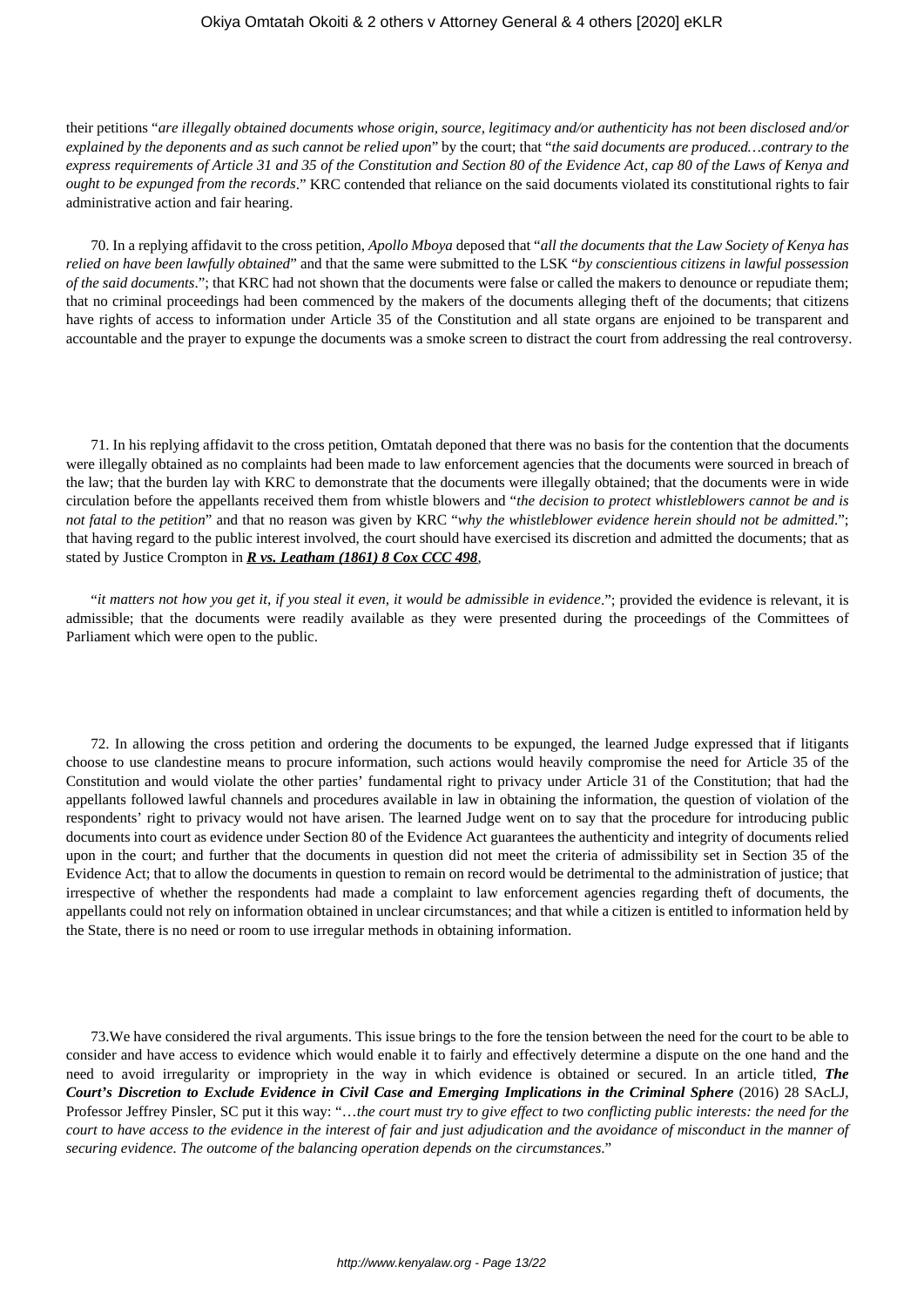their petitions "*are illegally obtained documents whose origin, source, legitimacy and/or authenticity has not been disclosed and/or explained by the deponents and as such cannot be relied upon*" by the court; that "*the said documents are produced…contrary to the express requirements of Article 31 and 35 of the Constitution and Section 80 of the Evidence Act, cap 80 of the Laws of Kenya and ought to be expunged from the records*." KRC contended that reliance on the said documents violated its constitutional rights to fair administrative action and fair hearing.

70. In a replying affidavit to the cross petition, *Apollo Mboya* deposed that "*all the documents that the Law Society of Kenya has relied on have been lawfully obtained*" and that the same were submitted to the LSK "*by conscientious citizens in lawful possession of the said documents*."; that KRC had not shown that the documents were false or called the makers to denounce or repudiate them; that no criminal proceedings had been commenced by the makers of the documents alleging theft of the documents; that citizens have rights of access to information under Article 35 of the Constitution and all state organs are enjoined to be transparent and accountable and the prayer to expunge the documents was a smoke screen to distract the court from addressing the real controversy.

71. In his replying affidavit to the cross petition, Omtatah deponed that there was no basis for the contention that the documents were illegally obtained as no complaints had been made to law enforcement agencies that the documents were sourced in breach of the law; that the burden lay with KRC to demonstrate that the documents were illegally obtained; that the documents were in wide circulation before the appellants received them from whistle blowers and "*the decision to protect whistleblowers cannot be and is not fatal to the petition*" and that no reason was given by KRC "*why the whistleblower evidence herein should not be admitted*."; that having regard to the public interest involved, the court should have exercised its discretion and admitted the documents; that as stated by Justice Crompton in ***R vs. Leatham (1861) 8 Cox CCC 498***,

"*it matters not how you get it, if you steal it even, it would be admissible in evidence*."; provided the evidence is relevant, it is admissible; that the documents were readily available as they were presented during the proceedings of the Committees of Parliament which were open to the public.

72. In allowing the cross petition and ordering the documents to be expunged, the learned Judge expressed that if litigants choose to use clandestine means to procure information, such actions would heavily compromise the need for Article 35 of the Constitution and would violate the other parties' fundamental right to privacy under Article 31 of the Constitution; that had the appellants followed lawful channels and procedures available in law in obtaining the information, the question of violation of the respondents' right to privacy would not have arisen. The learned Judge went on to say that the procedure for introducing public documents into court as evidence under Section 80 of the Evidence Act guarantees the authenticity and integrity of documents relied upon in the court; and further that the documents in question did not meet the criteria of admissibility set in Section 35 of the Evidence Act; that to allow the documents in question to remain on record would be detrimental to the administration of justice; that irrespective of whether the respondents had made a complaint to law enforcement agencies regarding theft of documents, the appellants could not rely on information obtained in unclear circumstances; and that while a citizen is entitled to information held by the State, there is no need or room to use irregular methods in obtaining information.

73.We have considered the rival arguments. This issue brings to the fore the tension between the need for the court to be able to consider and have access to evidence which would enable it to fairly and effectively determine a dispute on the one hand and the need to avoid irregularity or impropriety in the way in which evidence is obtained or secured. In an article titled, ***The Court's Discretion to Exclude Evidence in Civil Case and Emerging Implications in the Criminal Sphere*** (2016) 28 SAcLJ, Professor Jeffrey Pinsler, SC put it this way: "…*the court must try to give effect to two conflicting public interests: the need for the court to have access to the evidence in the interest of fair and just adjudication and the avoidance of misconduct in the manner of securing evidence. The outcome of the balancing operation depends on the circumstances.*"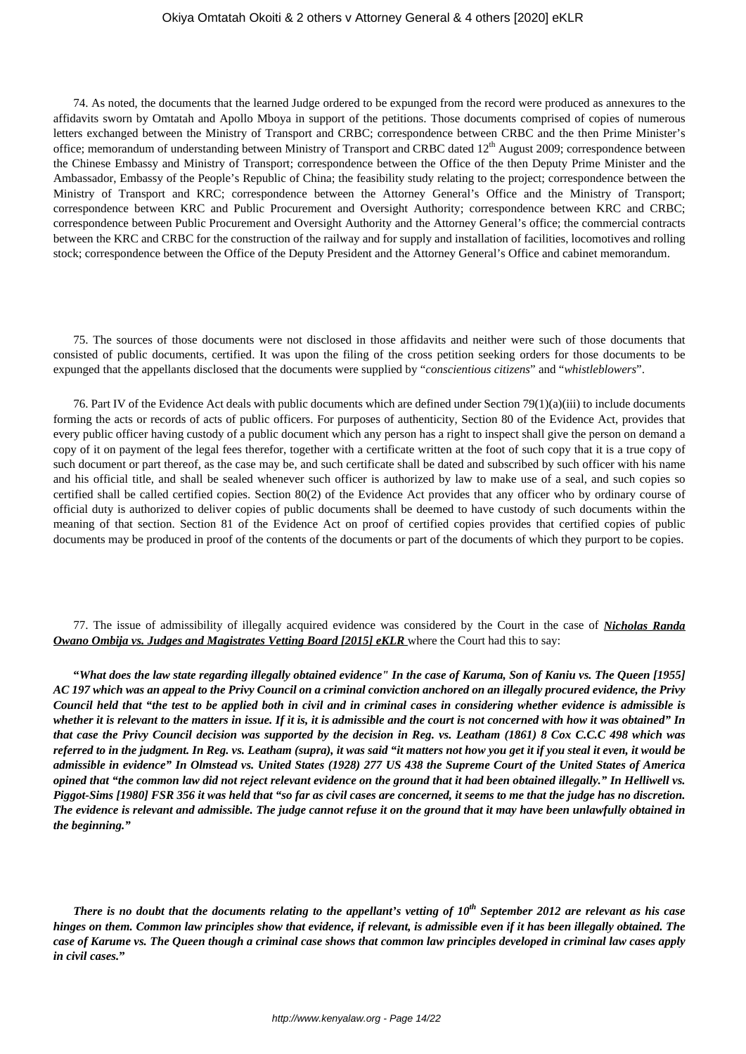74. As noted, the documents that the learned Judge ordered to be expunged from the record were produced as annexures to the affidavits sworn by Omtatah and Apollo Mboya in support of the petitions. Those documents comprised of copies of numerous letters exchanged between the Ministry of Transport and CRBC; correspondence between CRBC and the then Prime Minister's office; memorandum of understanding between Ministry of Transport and CRBC dated 12th August 2009; correspondence between the Chinese Embassy and Ministry of Transport; correspondence between the Office of the then Deputy Prime Minister and the Ambassador, Embassy of the People's Republic of China; the feasibility study relating to the project; correspondence between the Ministry of Transport and KRC; correspondence between the Attorney General's Office and the Ministry of Transport; correspondence between KRC and Public Procurement and Oversight Authority; correspondence between KRC and CRBC; correspondence between Public Procurement and Oversight Authority and the Attorney General's office; the commercial contracts between the KRC and CRBC for the construction of the railway and for supply and installation of facilities, locomotives and rolling stock; correspondence between the Office of the Deputy President and the Attorney General's Office and cabinet memorandum.

75. The sources of those documents were not disclosed in those affidavits and neither were such of those documents that consisted of public documents, certified. It was upon the filing of the cross petition seeking orders for those documents to be expunged that the appellants disclosed that the documents were supplied by "*conscientious citizens*" and "*whistleblowers*".

76. Part IV of the Evidence Act deals with public documents which are defined under Section 79(1)(a)(iii) to include documents forming the acts or records of acts of public officers. For purposes of authenticity, Section 80 of the Evidence Act, provides that every public officer having custody of a public document which any person has a right to inspect shall give the person on demand a copy of it on payment of the legal fees therefor, together with a certificate written at the foot of such copy that it is a true copy of such document or part thereof, as the case may be, and such certificate shall be dated and subscribed by such officer with his name and his official title, and shall be sealed whenever such officer is authorized by law to make use of a seal, and such copies so certified shall be called certified copies. Section 80(2) of the Evidence Act provides that any officer who by ordinary course of official duty is authorized to deliver copies of public documents shall be deemed to have custody of such documents within the meaning of that section. Section 81 of the Evidence Act on proof of certified copies provides that certified copies of public documents may be produced in proof of the contents of the documents or part of the documents of which they purport to be copies.

77. The issue of admissibility of illegally acquired evidence was considered by the Court in the case of ***Nicholas Randa Owano Ombija vs. Judges and Magistrates Vetting Board [2015] eKLR*** where the Court had this to say:

***"What does the law state regarding illegally obtained evidence" In the case of Karuma, Son of Kaniu vs. The Queen [1955] AC 197 which was an appeal to the Privy Council on a criminal conviction anchored on an illegally procured evidence, the Privy Council held that "the test to be applied both in civil and in criminal cases in considering whether evidence is admissible is whether it is relevant to the matters in issue. If it is, it is admissible and the court is not concerned with how it was obtained" In that case the Privy Council decision was supported by the decision in Reg. vs. Leatham (1861) 8 Cox C.C.C 498 which was referred to in the judgment. In Reg. vs. Leatham (supra), it was said "it matters not how you get it if you steal it even, it would be admissible in evidence" In Olmstead vs. United States (1928) 277 US 438 the Supreme Court of the United States of America opined that "the common law did not reject relevant evidence on the ground that it had been obtained illegally." In Helliwell vs. Piggot-Sims [1980] FSR 356 it was held that "so far as civil cases are concerned, it seems to me that the judge has no discretion. The evidence is relevant and admissible. The judge cannot refuse it on the ground that it may have been unlawfully obtained in the beginning."***

***There is no doubt that the documents relating to the appellant's vetting of 10th September 2012 are relevant as his case hinges on them. Common law principles show that evidence, if relevant, is admissible even if it has been illegally obtained. The case of Karume vs. The Queen though a criminal case shows that common law principles developed in criminal law cases apply in civil cases."***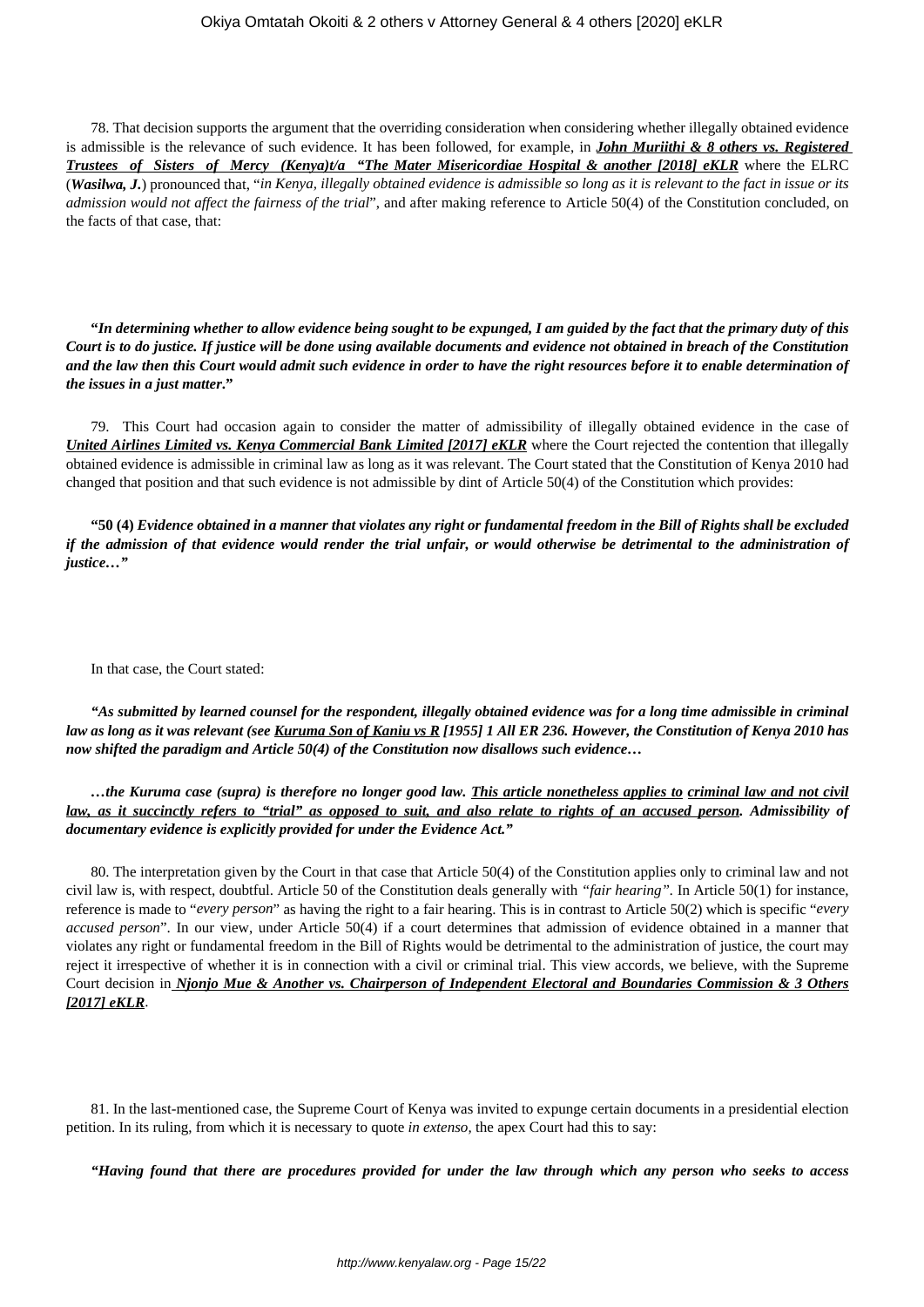78. That decision supports the argument that the overriding consideration when considering whether illegally obtained evidence is admissible is the relevance of such evidence. It has been followed, for example, in ***John Muriithi & 8 others vs. Registered Trustees of Sisters of Mercy (Kenya)t/a "The Mater Misericordiae Hospital & another [2018] eKLR*** where the ELRC (***Wasilwa, J.***) pronounced that, "*in Kenya, illegally obtained evidence is admissible so long as it is relevant to the fact in issue or its admission would not affect the fairness of the trial*", and after making reference to Article 50(4) of the Constitution concluded, on the facts of that case, that:

**"*In determining whether to allow evidence being sought to be expunged, I am guided by the fact that the primary duty of this Court is to do justice. If justice will be done using available documents and evidence not obtained in breach of the Constitution and the law then this Court would admit such evidence in order to have the right resources before it to enable determination of the issues in a just matter.*"**

79. This Court had occasion again to consider the matter of admissibility of illegally obtained evidence in the case of ***United Airlines Limited vs. Kenya Commercial Bank Limited [2017] eKLR*** where the Court rejected the contention that illegally obtained evidence is admissible in criminal law as long as it was relevant. The Court stated that the Constitution of Kenya 2010 had changed that position and that such evidence is not admissible by dint of Article 50(4) of the Constitution which provides:

**"50 (4) *Evidence obtained in a manner that violates any right or fundamental freedom in the Bill of Rights shall be excluded if the admission of that evidence would render the trial unfair, or would otherwise be detrimental to the administration of justice…"***

In that case, the Court stated:

***"As submitted by learned counsel for the respondent, illegally obtained evidence was for a long time admissible in criminal law as long as it was relevant (see Kuruma Son of Kaniu vs R [1955] 1 All ER 236. However, the Constitution of Kenya 2010 has now shifted the paradigm and Article 50(4) of the Constitution now disallows such evidence…***

***…the Kuruma case (supra) is therefore no longer good law. This article nonetheless applies to criminal law and not civil law, as it succinctly refers to "trial" as opposed to suit, and also relate to rights of an accused person. Admissibility of documentary evidence is explicitly provided for under the Evidence Act."***

80. The interpretation given by the Court in that case that Article 50(4) of the Constitution applies only to criminal law and not civil law is, with respect, doubtful. Article 50 of the Constitution deals generally with *"fair hearing"*. In Article 50(1) for instance, reference is made to "*every person*" as having the right to a fair hearing. This is in contrast to Article 50(2) which is specific "*every accused person*". In our view, under Article 50(4) if a court determines that admission of evidence obtained in a manner that violates any right or fundamental freedom in the Bill of Rights would be detrimental to the administration of justice, the court may reject it irrespective of whether it is in connection with a civil or criminal trial. This view accords, we believe, with the Supreme Court decision in ***Njonjo Mue & Another vs. Chairperson of Independent Electoral and Boundaries Commission & 3 Others [2017] eKLR***.

81. In the last-mentioned case, the Supreme Court of Kenya was invited to expunge certain documents in a presidential election petition. In its ruling, from which it is necessary to quote *in extenso,* the apex Court had this to say:

***"Having found that there are procedures provided for under the law through which any person who seeks to access***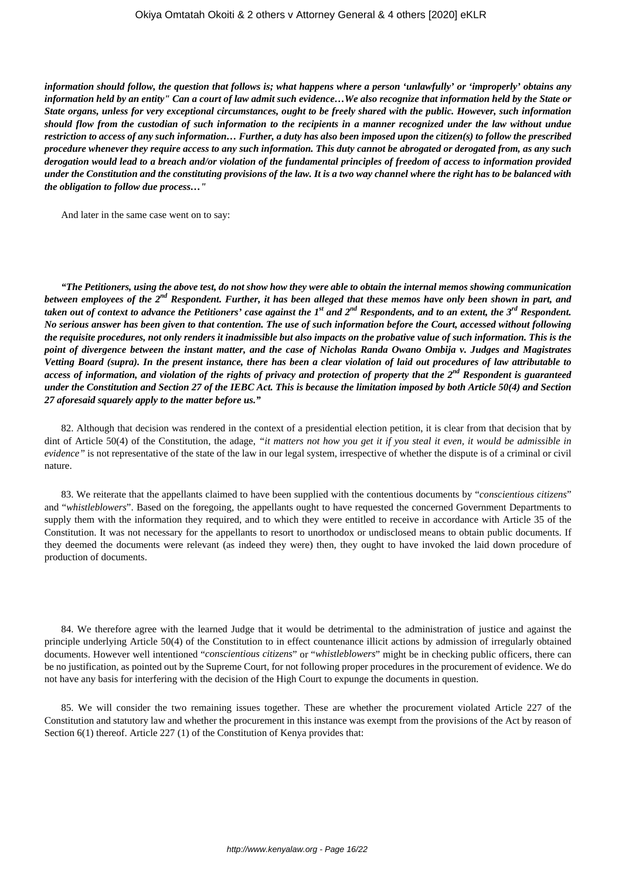***information should follow, the question that follows is; what happens where a person 'unlawfully' or 'improperly' obtains any information held by an entity" Can a court of law admit such evidence…We also recognize that information held by the State or State organs, unless for very exceptional circumstances, ought to be freely shared with the public. However, such information should flow from the custodian of such information to the recipients in a manner recognized under the law without undue restriction to access of any such information… Further, a duty has also been imposed upon the citizen(s) to follow the prescribed procedure whenever they require access to any such information. This duty cannot be abrogated or derogated from, as any such derogation would lead to a breach and/or violation of the fundamental principles of freedom of access to information provided under the Constitution and the constituting provisions of the law. It is a two way channel where the right has to be balanced with the obligation to follow due process…"***

And later in the same case went on to say:

***"The Petitioners, using the above test, do not show how they were able to obtain the internal memos showing communication between employees of the 2nd Respondent. Further, it has been alleged that these memos have only been shown in part, and taken out of context to advance the Petitioners' case against the 1st and 2nd Respondents, and to an extent, the 3rd Respondent. No serious answer has been given to that contention. The use of such information before the Court, accessed without following the requisite procedures, not only renders it inadmissible but also impacts on the probative value of such information. This is the point of divergence between the instant matter, and the case of Nicholas Randa Owano Ombija v. Judges and Magistrates Vetting Board (supra). In the present instance, there has been a clear violation of laid out procedures of law attributable to access of information, and violation of the rights of privacy and protection of property that the 2nd Respondent is guaranteed under the Constitution and Section 27 of the IEBC Act. This is because the limitation imposed by both Article 50(4) and Section 27 aforesaid squarely apply to the matter before us."***

82. Although that decision was rendered in the context of a presidential election petition, it is clear from that decision that by dint of Article 50(4) of the Constitution, the adage, *"it matters not how you get it if you steal it even, it would be admissible in evidence"* is not representative of the state of the law in our legal system, irrespective of whether the dispute is of a criminal or civil nature.

83. We reiterate that the appellants claimed to have been supplied with the contentious documents by "*conscientious citizens*" and "*whistleblowers*". Based on the foregoing, the appellants ought to have requested the concerned Government Departments to supply them with the information they required, and to which they were entitled to receive in accordance with Article 35 of the Constitution. It was not necessary for the appellants to resort to unorthodox or undisclosed means to obtain public documents. If they deemed the documents were relevant (as indeed they were) then, they ought to have invoked the laid down procedure of production of documents.

84. We therefore agree with the learned Judge that it would be detrimental to the administration of justice and against the principle underlying Article 50(4) of the Constitution to in effect countenance illicit actions by admission of irregularly obtained documents. However well intentioned "*conscientious citizens*" or "*whistleblowers*" might be in checking public officers, there can be no justification, as pointed out by the Supreme Court, for not following proper procedures in the procurement of evidence. We do not have any basis for interfering with the decision of the High Court to expunge the documents in question.

85. We will consider the two remaining issues together. These are whether the procurement violated Article 227 of the Constitution and statutory law and whether the procurement in this instance was exempt from the provisions of the Act by reason of Section 6(1) thereof. Article 227 (1) of the Constitution of Kenya provides that: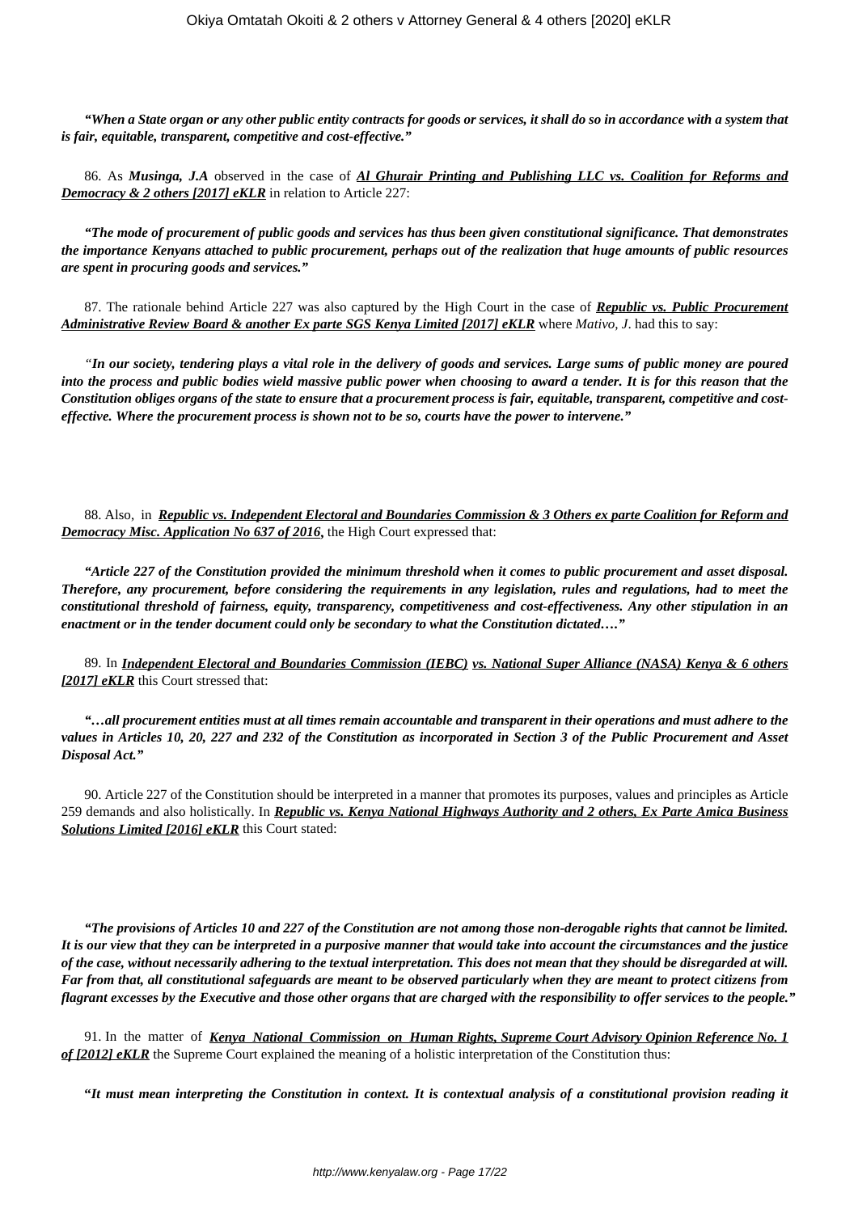***"When a State organ or any other public entity contracts for goods or services, it shall do so in accordance with a system that is fair, equitable, transparent, competitive and cost-effective."***

86. As ***Musinga, J.A*** observed in the case of ***Al Ghurair Printing and Publishing LLC vs. Coalition for Reforms and Democracy & 2 others [2017] eKLR*** in relation to Article 227:

***"The mode of procurement of public goods and services has thus been given constitutional significance. That demonstrates the importance Kenyans attached to public procurement, perhaps out of the realization that huge amounts of public resources are spent in procuring goods and services."***

87. The rationale behind Article 227 was also captured by the High Court in the case of ***Republic vs. Public Procurement Administrative Review Board & another Ex parte SGS Kenya Limited [2017] eKLR*** where *Mativo, J*. had this to say:

*"**In our society, tendering plays a vital role in the delivery of goods and services. Large sums of public money are poured into the process and public bodies wield massive public power when choosing to award a tender. It is for this reason that the Constitution obliges organs of the state to ensure that a procurement process is fair, equitable, transparent, competitive and cost-effective. Where the procurement process is shown not to be so, courts have the power to intervene."***

88. Also, in ***Republic vs. Independent Electoral and Boundaries Commission & 3 Others ex parte Coalition for Reform and Democracy Misc. Application No 637 of 2016***, the High Court expressed that:

***"Article 227 of the Constitution provided the minimum threshold when it comes to public procurement and asset disposal. Therefore, any procurement, before considering the requirements in any legislation, rules and regulations, had to meet the constitutional threshold of fairness, equity, transparency, competitiveness and cost-effectiveness. Any other stipulation in an enactment or in the tender document could only be secondary to what the Constitution dictated…."***

89. In ***Independent Electoral and Boundaries Commission (IEBC) vs. National Super Alliance (NASA) Kenya & 6 others [2017] eKLR*** this Court stressed that:

***"…all procurement entities must at all times remain accountable and transparent in their operations and must adhere to the values in Articles 10, 20, 227 and 232 of the Constitution as incorporated in Section 3 of the Public Procurement and Asset Disposal Act."***

90. Article 227 of the Constitution should be interpreted in a manner that promotes its purposes, values and principles as Article 259 demands and also holistically. In ***Republic vs. Kenya National Highways Authority and 2 others, Ex Parte Amica Business Solutions Limited [2016] eKLR*** this Court stated:

***"The provisions of Articles 10 and 227 of the Constitution are not among those non-derogable rights that cannot be limited. It is our view that they can be interpreted in a purposive manner that would take into account the circumstances and the justice of the case, without necessarily adhering to the textual interpretation. This does not mean that they should be disregarded at will. Far from that, all constitutional safeguards are meant to be observed particularly when they are meant to protect citizens from flagrant excesses by the Executive and those other organs that are charged with the responsibility to offer services to the people."***

91. In the matter of ***Kenya National Commission on Human Rights, Supreme Court Advisory Opinion Reference No. 1 of [2012] eKLR*** the Supreme Court explained the meaning of a holistic interpretation of the Constitution thus:

***"It must mean interpreting the Constitution in context. It is contextual analysis of a constitutional provision reading it***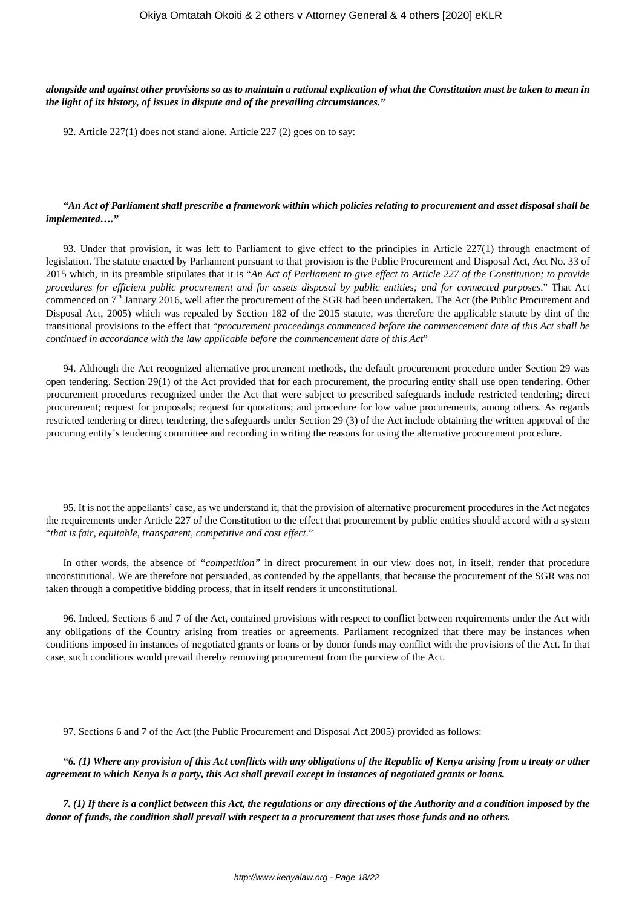***alongside and against other provisions so as to maintain a rational explication of what the Constitution must be taken to mean in the light of its history, of issues in dispute and of the prevailing circumstances."***

92. Article 227(1) does not stand alone. Article 227 (2) goes on to say:

***"An Act of Parliament shall prescribe a framework within which policies relating to procurement and asset disposal shall be implemented…."***

93. Under that provision, it was left to Parliament to give effect to the principles in Article 227(1) through enactment of legislation. The statute enacted by Parliament pursuant to that provision is the Public Procurement and Disposal Act, Act No. 33 of 2015 which, in its preamble stipulates that it is "*An Act of Parliament to give effect to Article 227 of the Constitution; to provide procedures for efficient public procurement and for assets disposal by public entities; and for connected purposes*." That Act commenced on 7th January 2016, well after the procurement of the SGR had been undertaken. The Act (the Public Procurement and Disposal Act, 2005) which was repealed by Section 182 of the 2015 statute, was therefore the applicable statute by dint of the transitional provisions to the effect that "*procurement proceedings commenced before the commencement date of this Act shall be continued in accordance with the law applicable before the commencement date of this Act*"

94. Although the Act recognized alternative procurement methods, the default procurement procedure under Section 29 was open tendering. Section 29(1) of the Act provided that for each procurement, the procuring entity shall use open tendering. Other procurement procedures recognized under the Act that were subject to prescribed safeguards include restricted tendering; direct procurement; request for proposals; request for quotations; and procedure for low value procurements, among others. As regards restricted tendering or direct tendering, the safeguards under Section 29 (3) of the Act include obtaining the written approval of the procuring entity's tendering committee and recording in writing the reasons for using the alternative procurement procedure.

95. It is not the appellants' case, as we understand it, that the provision of alternative procurement procedures in the Act negates the requirements under Article 227 of the Constitution to the effect that procurement by public entities should accord with a system "*that is fair, equitable, transparent, competitive and cost effect*."

In other words, the absence of *"competition"* in direct procurement in our view does not, in itself, render that procedure unconstitutional. We are therefore not persuaded, as contended by the appellants, that because the procurement of the SGR was not taken through a competitive bidding process, that in itself renders it unconstitutional.

96. Indeed, Sections 6 and 7 of the Act, contained provisions with respect to conflict between requirements under the Act with any obligations of the Country arising from treaties or agreements. Parliament recognized that there may be instances when conditions imposed in instances of negotiated grants or loans or by donor funds may conflict with the provisions of the Act. In that case, such conditions would prevail thereby removing procurement from the purview of the Act.

97. Sections 6 and 7 of the Act (the Public Procurement and Disposal Act 2005) provided as follows:

***"6. (1) Where any provision of this Act conflicts with any obligations of the Republic of Kenya arising from a treaty or other agreement to which Kenya is a party, this Act shall prevail except in instances of negotiated grants or loans.***

***7. (1) If there is a conflict between this Act, the regulations or any directions of the Authority and a condition imposed by the donor of funds, the condition shall prevail with respect to a procurement that uses those funds and no others.***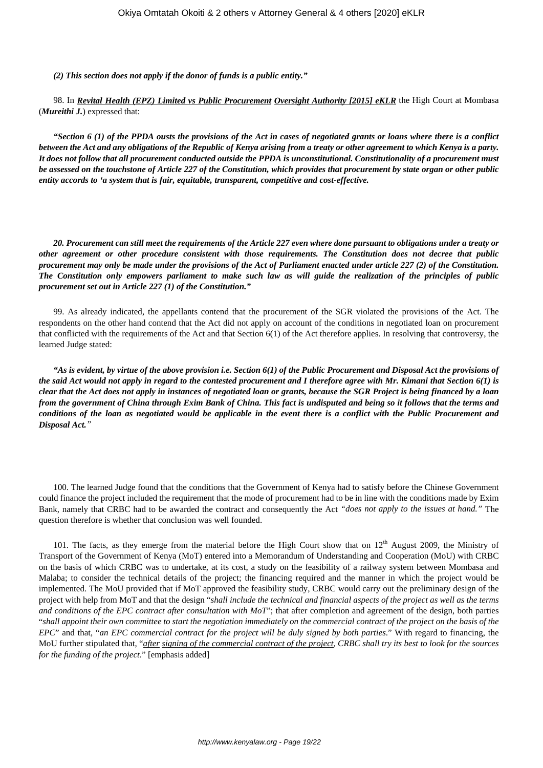***(2) This section does not apply if the donor of funds is a public entity."***

98. In ***Revital Health (EPZ) Limited vs Public Procurement Oversight Authority [2015] eKLR*** the High Court at Mombasa (***Mureithi J.***) expressed that:

***"Section 6 (1) of the PPDA ousts the provisions of the Act in cases of negotiated grants or loans where there is a conflict between the Act and any obligations of the Republic of Kenya arising from a treaty or other agreement to which Kenya is a party. It does not follow that all procurement conducted outside the PPDA is unconstitutional. Constitutionality of a procurement must be assessed on the touchstone of Article 227 of the Constitution, which provides that procurement by state organ or other public entity accords to 'a system that is fair, equitable, transparent, competitive and cost-effective.***

***20. Procurement can still meet the requirements of the Article 227 even where done pursuant to obligations under a treaty or other agreement or other procedure consistent with those requirements. The Constitution does not decree that public procurement may only be made under the provisions of the Act of Parliament enacted under article 227 (2) of the Constitution. The Constitution only empowers parliament to make such law as will guide the realization of the principles of public procurement set out in Article 227 (1) of the Constitution."***

99. As already indicated, the appellants contend that the procurement of the SGR violated the provisions of the Act. The respondents on the other hand contend that the Act did not apply on account of the conditions in negotiated loan on procurement that conflicted with the requirements of the Act and that Section 6(1) of the Act therefore applies. In resolving that controversy, the learned Judge stated:

***"As is evident, by virtue of the above provision i.e. Section 6(1) of the Public Procurement and Disposal Act the provisions of the said Act would not apply in regard to the contested procurement and I therefore agree with Mr. Kimani that Section 6(1) is clear that the Act does not apply in instances of negotiated loan or grants, because the SGR Project is being financed by a loan from the government of China through Exim Bank of China. This fact is undisputed and being so it follows that the terms and conditions of the loan as negotiated would be applicable in the event there is a conflict with the Public Procurement and Disposal Act."***

100. The learned Judge found that the conditions that the Government of Kenya had to satisfy before the Chinese Government could finance the project included the requirement that the mode of procurement had to be in line with the conditions made by Exim Bank, namely that CRBC had to be awarded the contract and consequently the Act *"does not apply to the issues at hand."* The question therefore is whether that conclusion was well founded.

101. The facts, as they emerge from the material before the High Court show that on 12th August 2009, the Ministry of Transport of the Government of Kenya (MoT) entered into a Memorandum of Understanding and Cooperation (MoU) with CRBC on the basis of which CRBC was to undertake, at its cost, a study on the feasibility of a railway system between Mombasa and Malaba; to consider the technical details of the project; the financing required and the manner in which the project would be implemented. The MoU provided that if MoT approved the feasibility study, CRBC would carry out the preliminary design of the project with help from MoT and that the design "*shall include the technical and financial aspects of the project as well as the terms and conditions of the EPC contract after consultation with MoT*"; that after completion and agreement of the design, both parties "*shall appoint their own committee to start the negotiation immediately on the commercial contract of the project on the basis of the EPC*" and that, "*an EPC commercial contract for the project will be duly signed by both parties*." With regard to financing, the MoU further stipulated that, "*after signing of the commercial contract of the project, CRBC shall try its best to look for the sources for the funding of the project*." [emphasis added]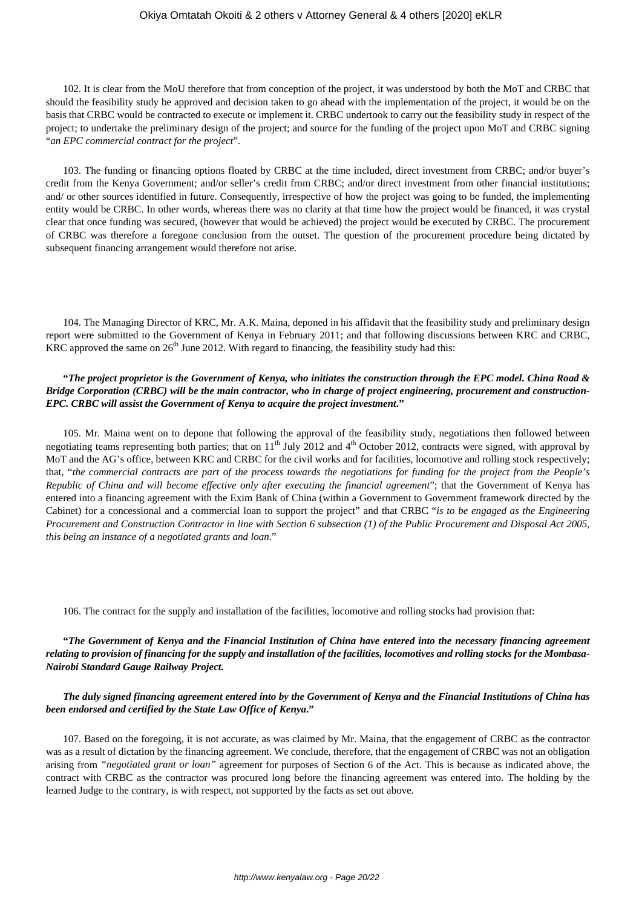102. It is clear from the MoU therefore that from conception of the project, it was understood by both the MoT and CRBC that should the feasibility study be approved and decision taken to go ahead with the implementation of the project, it would be on the basis that CRBC would be contracted to execute or implement it. CRBC undertook to carry out the feasibility study in respect of the project; to undertake the preliminary design of the project; and source for the funding of the project upon MoT and CRBC signing "*an EPC commercial contract for the project*".

103. The funding or financing options floated by CRBC at the time included, direct investment from CRBC; and/or buyer's credit from the Kenya Government; and/or seller's credit from CRBC; and/or direct investment from other financial institutions; and/ or other sources identified in future. Consequently, irrespective of how the project was going to be funded, the implementing entity would be CRBC. In other words, whereas there was no clarity at that time how the project would be financed, it was crystal clear that once funding was secured, (however that would be achieved) the project would be executed by CRBC. The procurement of CRBC was therefore a foregone conclusion from the outset. The question of the procurement procedure being dictated by subsequent financing arrangement would therefore not arise.

104. The Managing Director of KRC, Mr. A.K. Maina, deponed in his affidavit that the feasibility study and preliminary design report were submitted to the Government of Kenya in February 2011; and that following discussions between KRC and CRBC, KRC approved the same on 26th June 2012. With regard to financing, the feasibility study had this:

***"The project proprietor is the Government of Kenya, who initiates the construction through the EPC model. China Road & Bridge Corporation (CRBC) will be the main contractor, who in charge of project engineering, procurement and construction-EPC. CRBC will assist the Government of Kenya to acquire the project investment."***

105. Mr. Maina went on to depone that following the approval of the feasibility study, negotiations then followed between negotiating teams representing both parties; that on 11th July 2012 and 4th October 2012, contracts were signed, with approval by MoT and the AG's office, between KRC and CRBC for the civil works and for facilities, locomotive and rolling stock respectively; that, "*the commercial contracts are part of the process towards the negotiations for funding for the project from the People's Republic of China and will become effective only after executing the financial agreement*"; that the Government of Kenya has entered into a financing agreement with the Exim Bank of China (within a Government to Government framework directed by the Cabinet) for a concessional and a commercial loan to support the project" and that CRBC "*is to be engaged as the Engineering Procurement and Construction Contractor in line with Section 6 subsection (1) of the Public Procurement and Disposal Act 2005, this being an instance of a negotiated grants and loan*."

106. The contract for the supply and installation of the facilities, locomotive and rolling stocks had provision that:

***"The Government of Kenya and the Financial Institution of China have entered into the necessary financing agreement relating to provision of financing for the supply and installation of the facilities, locomotives and rolling stocks for the Mombasa-Nairobi Standard Gauge Railway Project.***

***The duly signed financing agreement entered into by the Government of Kenya and the Financial Institutions of China has been endorsed and certified by the State Law Office of Kenya."***

107. Based on the foregoing, it is not accurate, as was claimed by Mr. Maina, that the engagement of CRBC as the contractor was as a result of dictation by the financing agreement. We conclude, therefore, that the engagement of CRBC was not an obligation arising from *"negotiated grant or loan"* agreement for purposes of Section 6 of the Act. This is because as indicated above, the contract with CRBC as the contractor was procured long before the financing agreement was entered into. The holding by the learned Judge to the contrary, is with respect, not supported by the facts as set out above.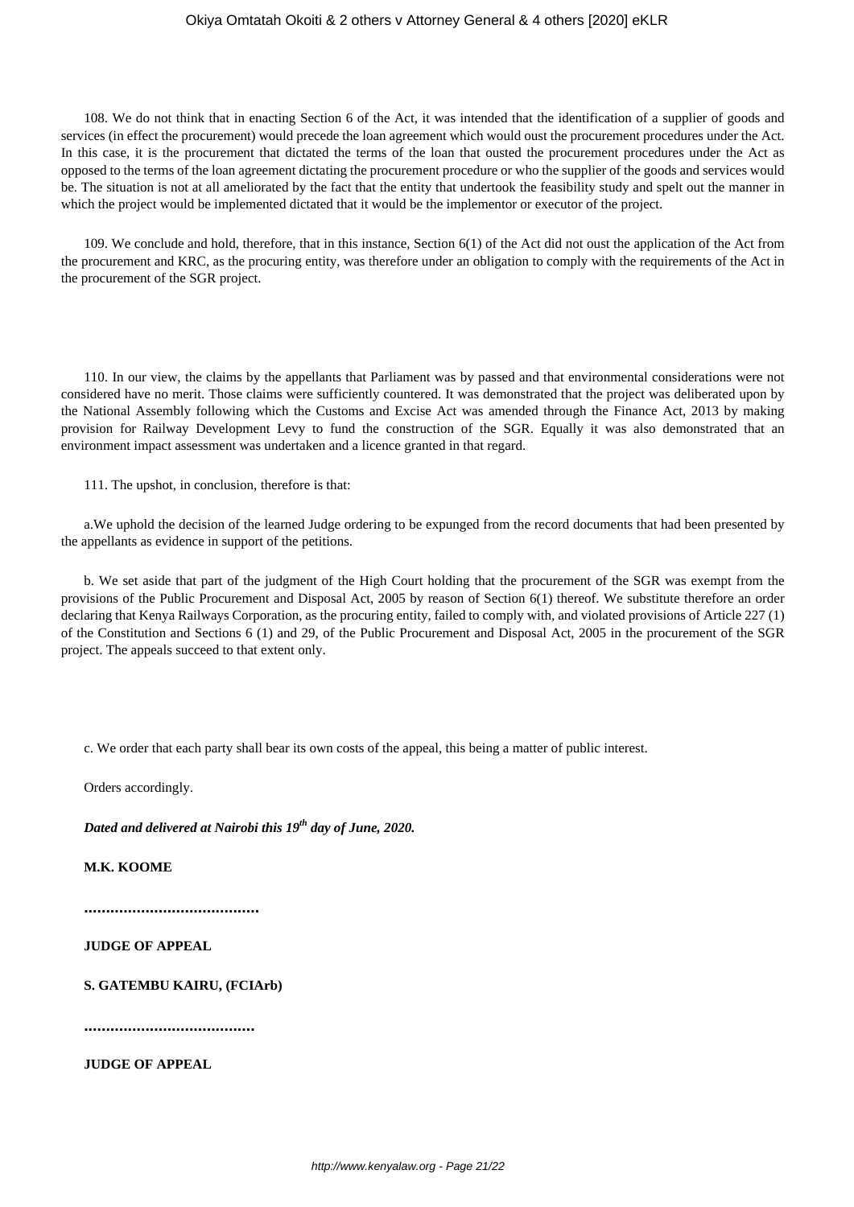108. We do not think that in enacting Section 6 of the Act, it was intended that the identification of a supplier of goods and services (in effect the procurement) would precede the loan agreement which would oust the procurement procedures under the Act. In this case, it is the procurement that dictated the terms of the loan that ousted the procurement procedures under the Act as opposed to the terms of the loan agreement dictating the procurement procedure or who the supplier of the goods and services would be. The situation is not at all ameliorated by the fact that the entity that undertook the feasibility study and spelt out the manner in which the project would be implemented dictated that it would be the implementor or executor of the project.

109. We conclude and hold, therefore, that in this instance, Section 6(1) of the Act did not oust the application of the Act from the procurement and KRC, as the procuring entity, was therefore under an obligation to comply with the requirements of the Act in the procurement of the SGR project.

110. In our view, the claims by the appellants that Parliament was by passed and that environmental considerations were not considered have no merit. Those claims were sufficiently countered. It was demonstrated that the project was deliberated upon by the National Assembly following which the Customs and Excise Act was amended through the Finance Act, 2013 by making provision for Railway Development Levy to fund the construction of the SGR. Equally it was also demonstrated that an environment impact assessment was undertaken and a licence granted in that regard.

111. The upshot, in conclusion, therefore is that:

a.We uphold the decision of the learned Judge ordering to be expunged from the record documents that had been presented by the appellants as evidence in support of the petitions.

b. We set aside that part of the judgment of the High Court holding that the procurement of the SGR was exempt from the provisions of the Public Procurement and Disposal Act, 2005 by reason of Section 6(1) thereof. We substitute therefore an order declaring that Kenya Railways Corporation, as the procuring entity, failed to comply with, and violated provisions of Article 227 (1) of the Constitution and Sections 6 (1) and 29, of the Public Procurement and Disposal Act, 2005 in the procurement of the SGR project. The appeals succeed to that extent only.

c. We order that each party shall bear its own costs of the appeal, this being a matter of public interest.

Orders accordingly.

***Dated and delivered at Nairobi this 19th day of June, 2020.***

**M.K. KOOME**

**……………………………………**

**JUDGE OF APPEAL**

**S. GATEMBU KAIRU, (FCIArb)**

**……………………………………**

**JUDGE OF APPEAL**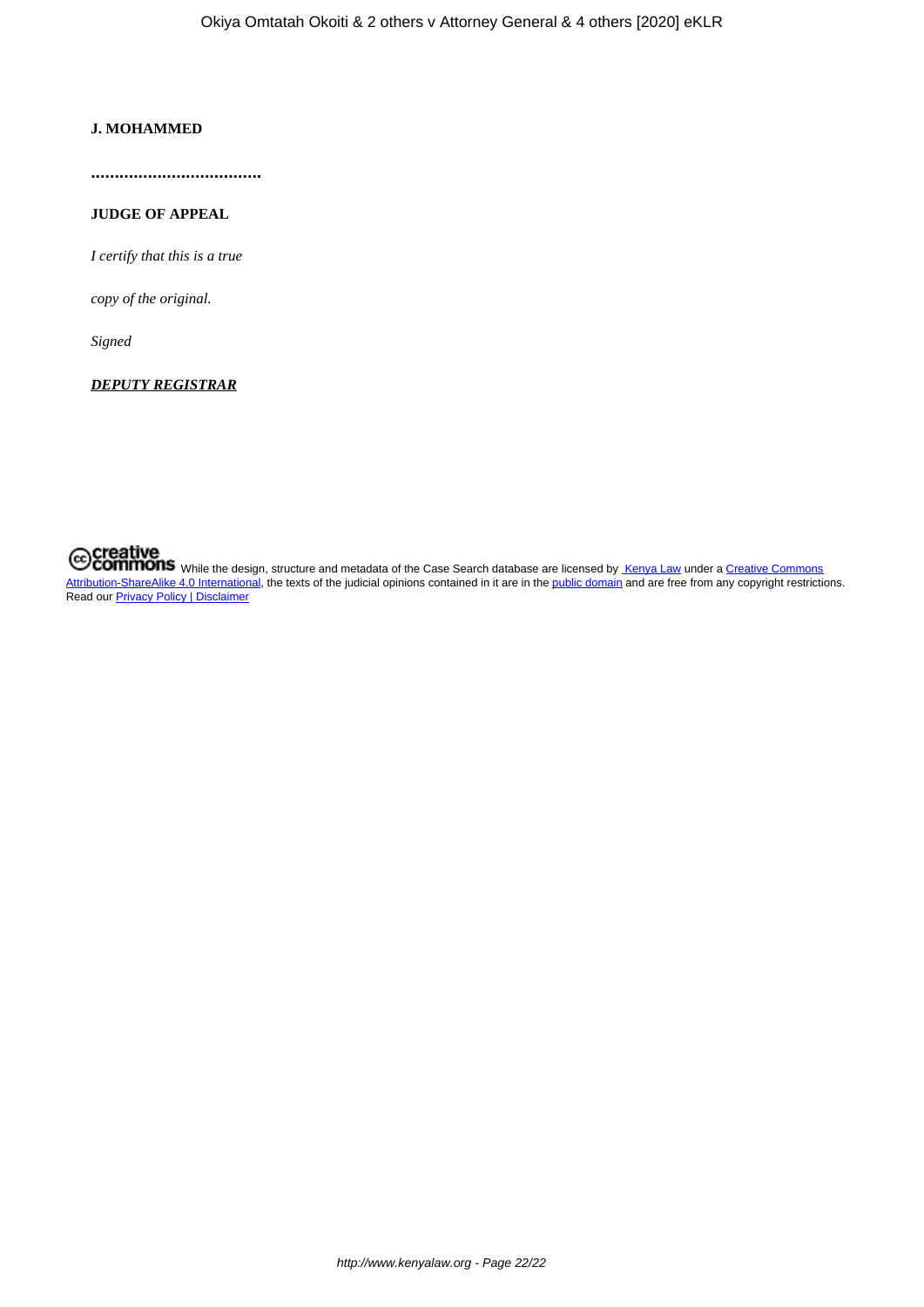**J. MOHAMMED**

**.....................................**

**JUDGE OF APPEAL**

*I certify that this is a true*

*copy of the original.*

*Signed*

***DEPUTY REGISTRAR***

While the design, structure and metadata of the Case Search database are licensed by Kenya Law under a Creative Commons Attribution-ShareAlike 4.0 International, the texts of the judicial opinions contained in it are in the public domain and are free from any copyright restrictions. Read our Privacy Policy | Disclaimer